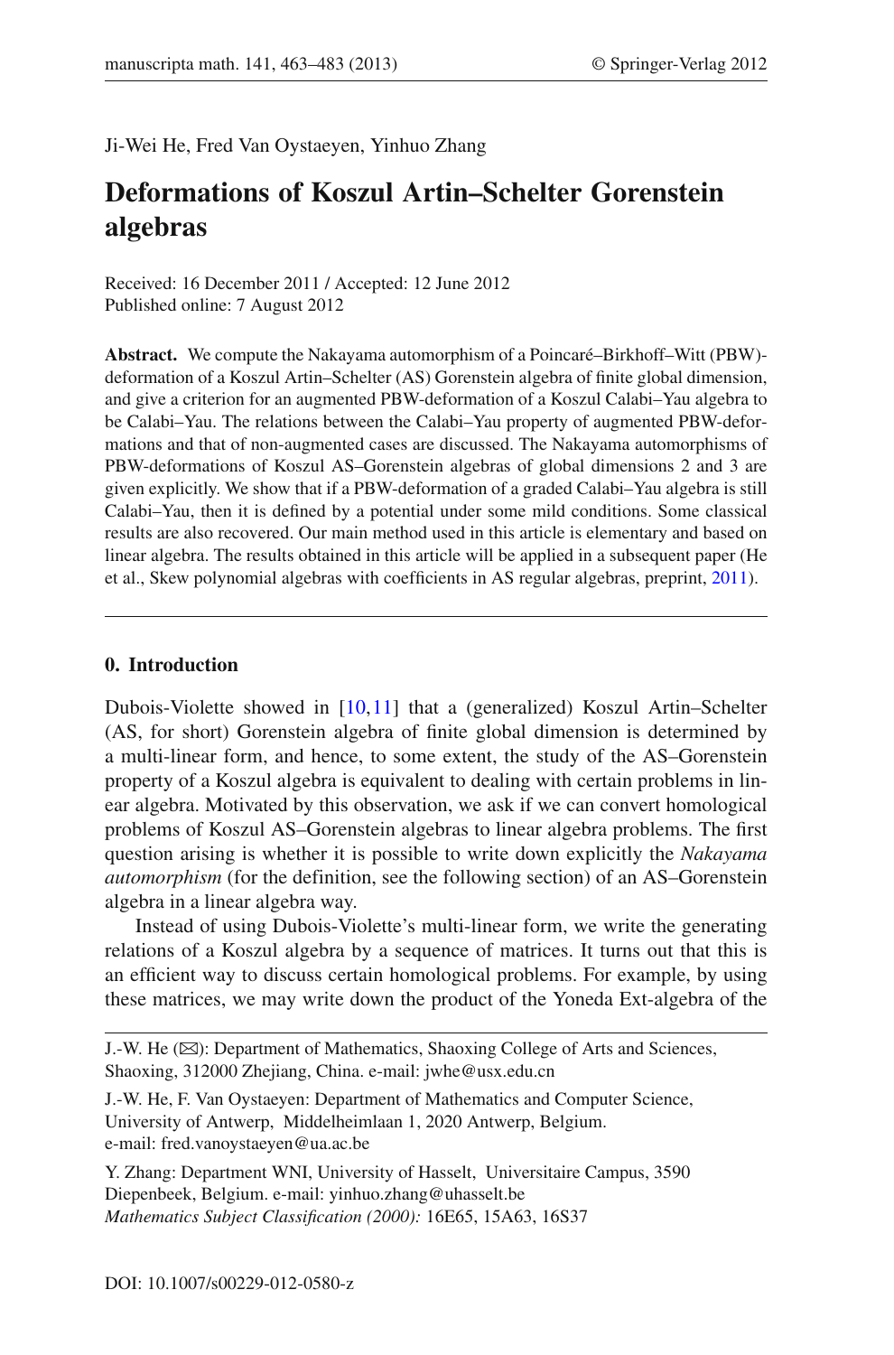Ji-Wei He, Fred Van Oystaeyen, Yinhuo Zhang

# Deformations of Koszul Artin–Schelter Gorenstein algebras

Received: 16 December 2011 / Accepted: 12 June 2012
Published online: 7 August 2012

**Abstract.** We compute the Nakayama automorphism of a Poincaré–Birkhoff–Witt (PBW)-deformation of a Koszul Artin–Schelter (AS) Gorenstein algebra of finite global dimension, and give a criterion for an augmented PBW-deformation of a Koszul Calabi–Yau algebra to be Calabi–Yau. The relations between the Calabi–Yau property of augmented PBW-deformations and that of non-augmented cases are discussed. The Nakayama automorphisms of PBW-deformations of Koszul AS–Gorenstein algebras of global dimensions 2 and 3 are given explicitly. We show that if a PBW-deformation of a graded Calabi–Yau algebra is still Calabi–Yau, then it is defined by a potential under some mild conditions. Some classical results are also recovered. Our main method used in this article is elementary and based on linear algebra. The results obtained in this article will be applied in a subsequent paper (He et al., Skew polynomial algebras with coefficients in AS regular algebras, preprint, 2011).

## 0. Introduction

Dubois-Violette showed in [10,11] that a (generalized) Koszul Artin–Schelter (AS, for short) Gorenstein algebra of finite global dimension is determined by a multi-linear form, and hence, to some extent, the study of the AS–Gorenstein property of a Koszul algebra is equivalent to dealing with certain problems in linear algebra. Motivated by this observation, we ask if we can convert homological problems of Koszul AS–Gorenstein algebras to linear algebra problems. The first question arising is whether it is possible to write down explicitly the *Nakayama automorphism* (for the definition, see the following section) of an AS–Gorenstein algebra in a linear algebra way.

Instead of using Dubois-Violette's multi-linear form, we write the generating relations of a Koszul algebra by a sequence of matrices. It turns out that this is an efficient way to discuss certain homological problems. For example, by using these matrices, we may write down the product of the Yoneda Ext-algebra of the

---

J.-W. He (✉): Department of Mathematics, Shaoxing College of Arts and Sciences, Shaoxing, 312000 Zhejiang, China. e-mail: jwhe@usx.edu.cn

J.-W. He, F. Van Oystaeyen: Department of Mathematics and Computer Science, University of Antwerp, Middelheimlaan 1, 2020 Antwerp, Belgium. e-mail: fred.vanoystaeyen@ua.ac.be

Y. Zhang: Department WNI, University of Hasselt, Universitaire Campus, 3590 Diepenbeek, Belgium. e-mail: yinhuo.zhang@uhasselt.be

*Mathematics Subject Classification (2000):* 16E65, 15A63, 16S37

DOI: 10.1007/s00229-012-0580-z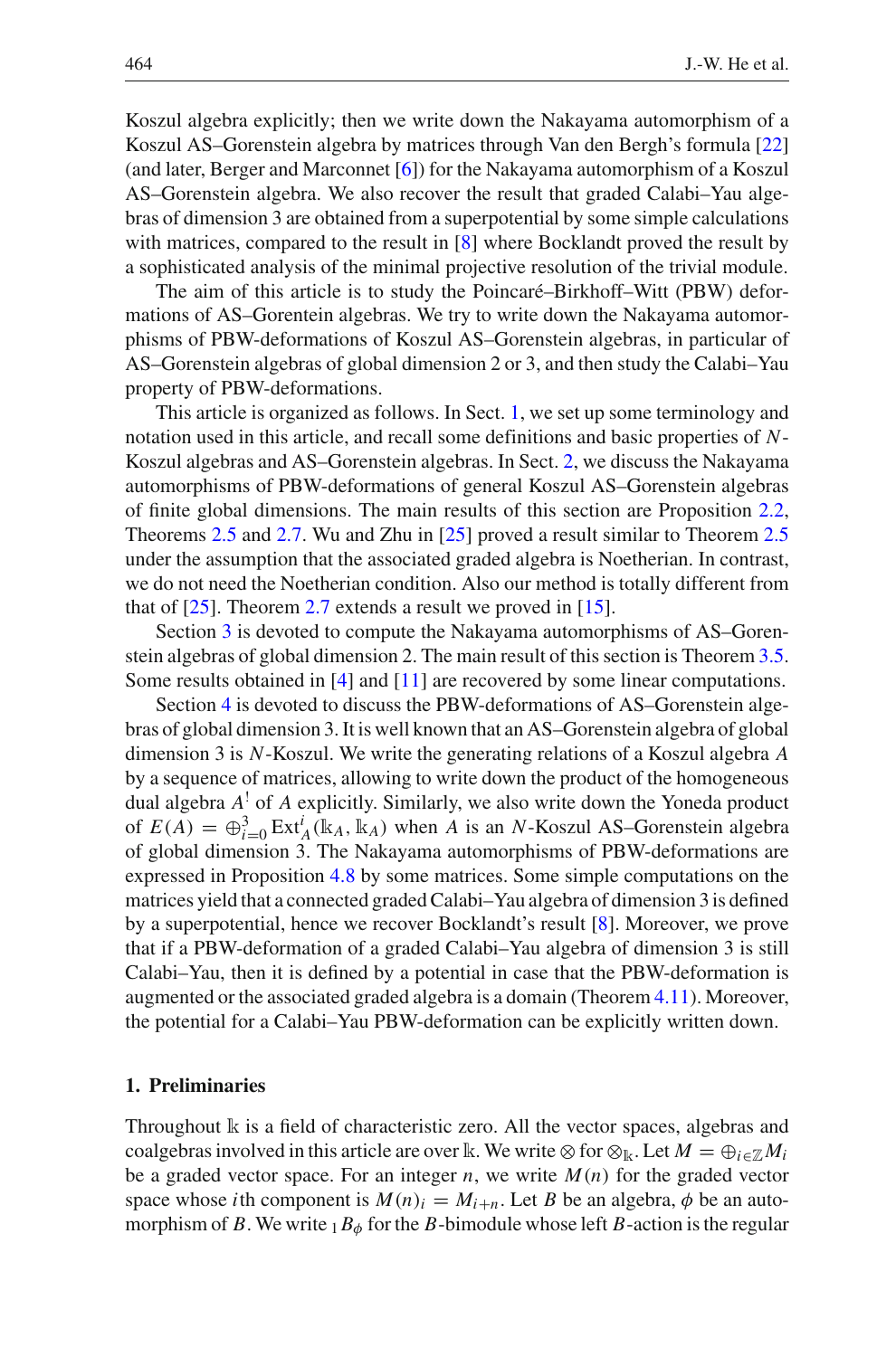Koszul algebra explicitly; then we write down the Nakayama automorphism of a Koszul AS–Gorenstein algebra by matrices through Van den Bergh's formula [22] (and later, Berger and Marconnet [6]) for the Nakayama automorphism of a Koszul AS–Gorenstein algebra. We also recover the result that graded Calabi–Yau algebras of dimension 3 are obtained from a superpotential by some simple calculations with matrices, compared to the result in [8] where Bocklandt proved the result by a sophisticated analysis of the minimal projective resolution of the trivial module.

The aim of this article is to study the Poincaré–Birkhoff–Witt (PBW) deformations of AS–Gorentein algebras. We try to write down the Nakayama automorphisms of PBW-deformations of Koszul AS–Gorenstein algebras, in particular of AS–Gorenstein algebras of global dimension 2 or 3, and then study the Calabi–Yau property of PBW-deformations.

This article is organized as follows. In Sect. 1, we set up some terminology and notation used in this article, and recall some definitions and basic properties of $N$-Koszul algebras and AS–Gorenstein algebras. In Sect. 2, we discuss the Nakayama automorphisms of PBW-deformations of general Koszul AS–Gorenstein algebras of finite global dimensions. The main results of this section are Proposition 2.2, Theorems 2.5 and 2.7. Wu and Zhu in [25] proved a result similar to Theorem 2.5 under the assumption that the associated graded algebra is Noetherian. In contrast, we do not need the Noetherian condition. Also our method is totally different from that of [25]. Theorem 2.7 extends a result we proved in [15].

Section 3 is devoted to compute the Nakayama automorphisms of AS–Gorenstein algebras of global dimension 2. The main result of this section is Theorem 3.5. Some results obtained in [4] and [11] are recovered by some linear computations.

Section 4 is devoted to discuss the PBW-deformations of AS–Gorenstein algebras of global dimension 3. It is well known that an AS–Gorenstein algebra of global dimension 3 is $N$-Koszul. We write the generating relations of a Koszul algebra $A$ by a sequence of matrices, allowing to write down the product of the homogeneous dual algebra $A^!$ of $A$ explicitly. Similarly, we also write down the Yoneda product of $E(A) = \oplus_{i=0}^{3} \operatorname{Ext}_A^i(\Bbbk_A, \Bbbk_A)$ when $A$ is an $N$-Koszul AS–Gorenstein algebra of global dimension 3. The Nakayama automorphisms of PBW-deformations are expressed in Proposition 4.8 by some matrices. Some simple computations on the matrices yield that a connected graded Calabi–Yau algebra of dimension 3 is defined by a superpotential, hence we recover Bocklandt's result [8]. Moreover, we prove that if a PBW-deformation of a graded Calabi–Yau algebra of dimension 3 is still Calabi–Yau, then it is defined by a potential in case that the PBW-deformation is augmented or the associated graded algebra is a domain (Theorem 4.11). Moreover, the potential for a Calabi–Yau PBW-deformation can be explicitly written down.

## 1. Preliminaries

Throughout $\Bbbk$ is a field of characteristic zero. All the vector spaces, algebras and coalgebras involved in this article are over $\Bbbk$. We write $\otimes$ for $\otimes_{\Bbbk}$. Let $M = \oplus_{i\in\mathbb{Z}} M_i$ be a graded vector space. For an integer $n$, we write $M(n)$ for the graded vector space whose $i$th component is $M(n)_i = M_{i+n}$. Let $B$ be an algebra, $\phi$ be an automorphism of $B$. We write ${}_1B_{\phi}$ for the $B$-bimodule whose left $B$-action is the regular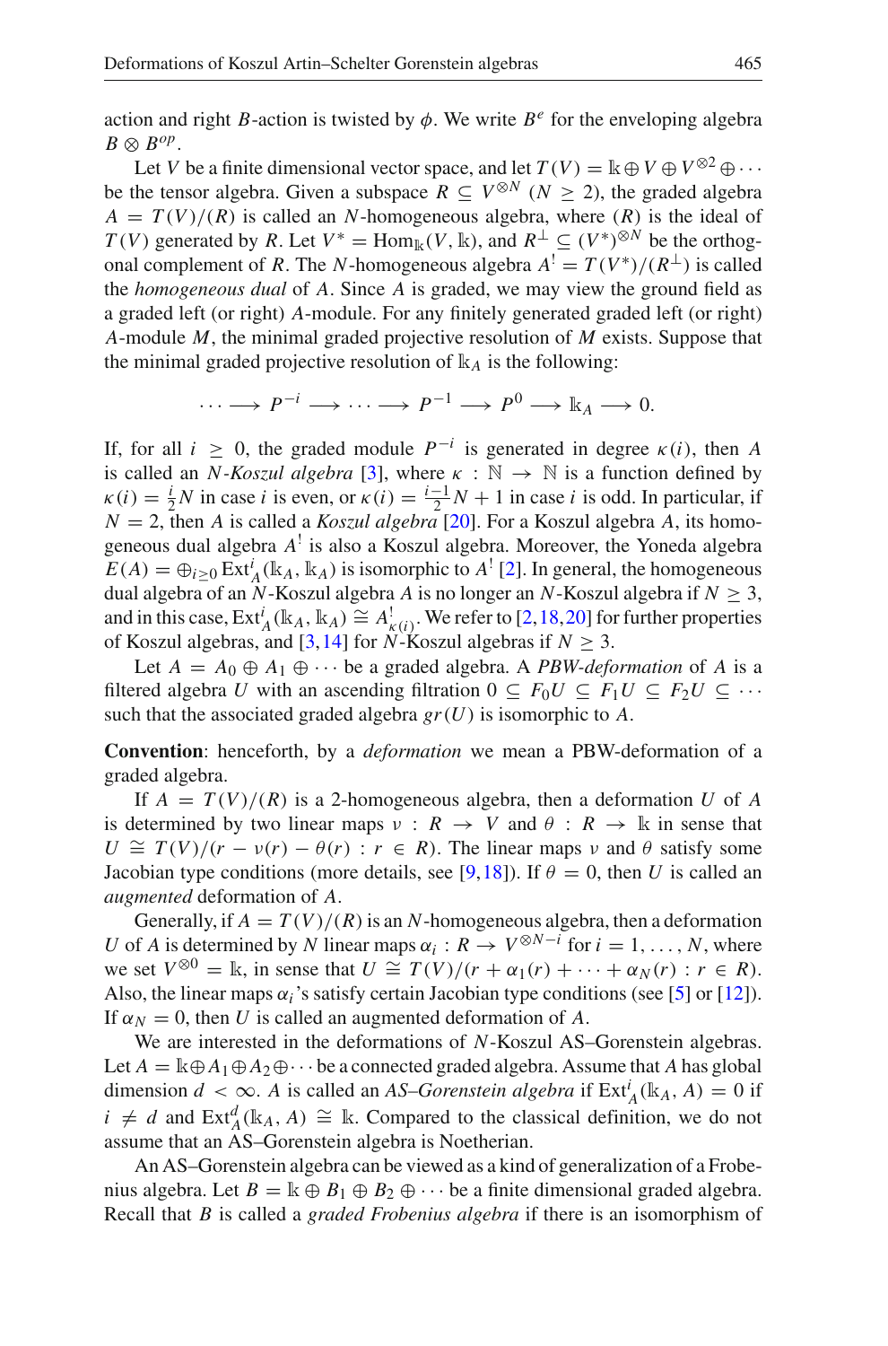action and right $B$-action is twisted by $\phi$. We write $B^e$ for the enveloping algebra $B \otimes B^{op}$.

Let $V$ be a finite dimensional vector space, and let $T(V) = \Bbbk \oplus V \oplus V^{\otimes 2} \oplus \cdots$ be the tensor algebra. Given a subspace $R \subseteq V^{\otimes N}$ ($N \geq 2$), the graded algebra $A = T(V)/(R)$ is called an $N$-homogeneous algebra, where $(R)$ is the ideal of $T(V)$ generated by $R$. Let $V^* = \mathrm{Hom}_{\Bbbk}(V, \Bbbk)$, and $R^{\perp} \subseteq (V^*)^{\otimes N}$ be the orthogonal complement of $R$. The $N$-homogeneous algebra $A^! = T(V^*)/(R^{\perp})$ is called the *homogeneous dual* of $A$. Since $A$ is graded, we may view the ground field as a graded left (or right) $A$-module. For any finitely generated graded left (or right) $A$-module $M$, the minimal graded projective resolution of $M$ exists. Suppose that the minimal graded projective resolution of $\Bbbk_A$ is the following:

$$\cdots \longrightarrow P^{-i} \longrightarrow \cdots \longrightarrow P^{-1} \longrightarrow P^0 \longrightarrow \Bbbk_A \longrightarrow 0.$$

If, for all $i \geq 0$, the graded module $P^{-i}$ is generated in degree $\kappa(i)$, then $A$ is called an *$N$-Koszul algebra* [3], where $\kappa : \mathbb{N} \to \mathbb{N}$ is a function defined by $\kappa(i) = \frac{i}{2}N$ in case $i$ is even, or $\kappa(i) = \frac{i-1}{2}N + 1$ in case $i$ is odd. In particular, if $N = 2$, then $A$ is called a *Koszul algebra* [20]. For a Koszul algebra $A$, its homogeneous dual algebra $A^!$ is also a Koszul algebra. Moreover, the Yoneda algebra $E(A) = \oplus_{i \geq 0} \mathrm{Ext}^i_A(\Bbbk_A, \Bbbk_A)$ is isomorphic to $A^!$ [2]. In general, the homogeneous dual algebra of an $N$-Koszul algebra $A$ is no longer an $N$-Koszul algebra if $N \geq 3$, and in this case, $\mathrm{Ext}^i_A(\Bbbk_A, \Bbbk_A) \cong A^!_{\kappa(i)}$. We refer to [2,18,20] for further properties of Koszul algebras, and [3,14] for $N$-Koszul algebras if $N \geq 3$.

Let $A = A_0 \oplus A_1 \oplus \cdots$ be a graded algebra. A *PBW-deformation* of $A$ is a filtered algebra $U$ with an ascending filtration $0 \subseteq F_0U \subseteq F_1U \subseteq F_2U \subseteq \cdots$ such that the associated graded algebra $gr(U)$ is isomorphic to $A$.

**Convention**: henceforth, by a *deformation* we mean a PBW-deformation of a graded algebra.

If $A = T(V)/(R)$ is a 2-homogeneous algebra, then a deformation $U$ of $A$ is determined by two linear maps $\nu : R \to V$ and $\theta : R \to \Bbbk$ in sense that $U \cong T(V)/(r - \nu(r) - \theta(r) : r \in R)$. The linear maps $\nu$ and $\theta$ satisfy some Jacobian type conditions (more details, see [9,18]). If $\theta = 0$, then $U$ is called an *augmented* deformation of $A$.

Generally, if $A = T(V)/(R)$ is an $N$-homogeneous algebra, then a deformation $U$ of $A$ is determined by $N$ linear maps $\alpha_i : R \to V^{\otimes N-i}$ for $i = 1, \ldots, N$, where we set $V^{\otimes 0} = \Bbbk$, in sense that $U \cong T(V)/(r + \alpha_1(r) + \cdots + \alpha_N(r) : r \in R)$. Also, the linear maps $\alpha_i$'s satisfy certain Jacobian type conditions (see [5] or [12]). If $\alpha_N = 0$, then $U$ is called an augmented deformation of $A$.

We are interested in the deformations of $N$-Koszul AS–Gorenstein algebras. Let $A = \Bbbk \oplus A_1 \oplus A_2 \oplus \cdots$ be a connected graded algebra. Assume that $A$ has global dimension $d < \infty$. $A$ is called an *AS–Gorenstein algebra* if $\mathrm{Ext}^i_A(\Bbbk_A, A) = 0$ if $i \neq d$ and $\mathrm{Ext}^d_A(\Bbbk_A, A) \cong \Bbbk$. Compared to the classical definition, we do not assume that an AS–Gorenstein algebra is Noetherian.

An AS–Gorenstein algebra can be viewed as a kind of generalization of a Frobenius algebra. Let $B = \Bbbk \oplus B_1 \oplus B_2 \oplus \cdots$ be a finite dimensional graded algebra. Recall that $B$ is called a *graded Frobenius algebra* if there is an isomorphism of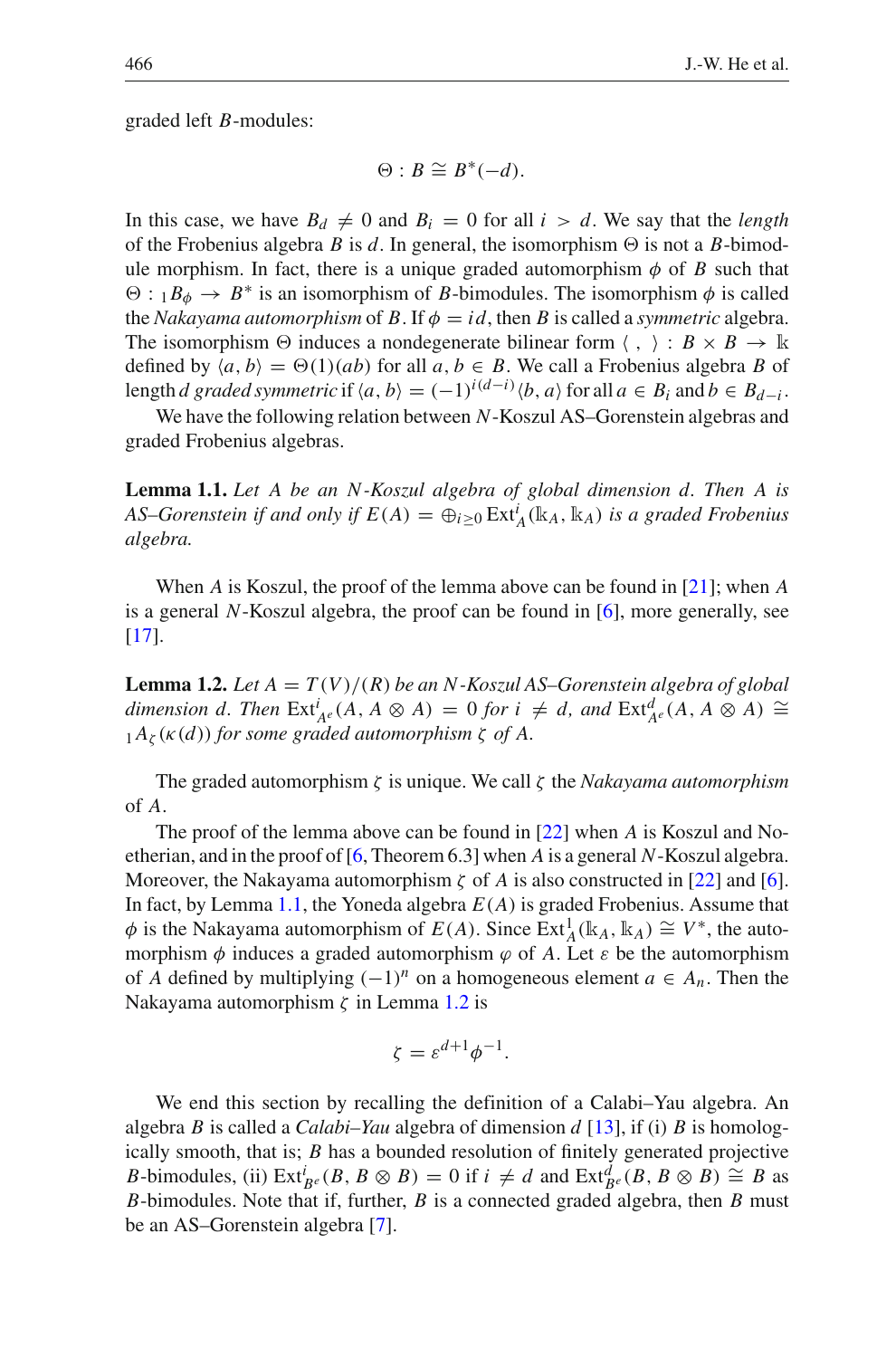graded left $B$-modules:

$$\Theta : B \cong B^*(-d).$$

In this case, we have $B_d \neq 0$ and $B_i = 0$ for all $i > d$. We say that the *length* of the Frobenius algebra $B$ is $d$. In general, the isomorphism $\Theta$ is not a $B$-bimodule morphism. In fact, there is a unique graded automorphism $\phi$ of $B$ such that $\Theta : {}_1B_\phi \to B^*$ is an isomorphism of $B$-bimodules. The isomorphism $\phi$ is called the *Nakayama automorphism* of $B$. If $\phi = id$, then $B$ is called a *symmetric* algebra. The isomorphism $\Theta$ induces a nondegenerate bilinear form $\langle\ ,\ \rangle : B \times B \to \Bbbk$ defined by $\langle a, b\rangle = \Theta(1)(ab)$ for all $a, b \in B$. We call a Frobenius algebra $B$ of length $d$ *graded symmetric* if $\langle a, b\rangle = (-1)^{i(d-i)}\langle b, a\rangle$ for all $a \in B_i$ and $b \in B_{d-i}$.

We have the following relation between $N$-Koszul AS–Gorenstein algebras and graded Frobenius algebras.

**Lemma 1.1.** *Let $A$ be an $N$-Koszul algebra of global dimension $d$. Then $A$ is AS–Gorenstein if and only if $E(A) = \oplus_{i\geq 0}\operatorname{Ext}^i_A(\Bbbk_A, \Bbbk_A)$ is a graded Frobenius algebra.*

When $A$ is Koszul, the proof of the lemma above can be found in [21]; when $A$ is a general $N$-Koszul algebra, the proof can be found in [6], more generally, see [17].

**Lemma 1.2.** *Let $A = T(V)/(R)$ be an $N$-Koszul AS–Gorenstein algebra of global dimension $d$. Then $\operatorname{Ext}^i_{A^e}(A, A\otimes A) = 0$ for $i \neq d$, and $\operatorname{Ext}^d_{A^e}(A, A\otimes A) \cong {}_1A_\zeta(\kappa(d))$ for some graded automorphism $\zeta$ of $A$.*

The graded automorphism $\zeta$ is unique. We call $\zeta$ the *Nakayama automorphism* of $A$.

The proof of the lemma above can be found in [22] when $A$ is Koszul and Noetherian, and in the proof of [6, Theorem 6.3] when $A$ is a general $N$-Koszul algebra. Moreover, the Nakayama automorphism $\zeta$ of $A$ is also constructed in [22] and [6]. In fact, by Lemma 1.1, the Yoneda algebra $E(A)$ is graded Frobenius. Assume that $\phi$ is the Nakayama automorphism of $E(A)$. Since $\operatorname{Ext}^1_A(\Bbbk_A, \Bbbk_A) \cong V^*$, the automorphism $\phi$ induces a graded automorphism $\varphi$ of $A$. Let $\varepsilon$ be the automorphism of $A$ defined by multiplying $(-1)^n$ on a homogeneous element $a \in A_n$. Then the Nakayama automorphism $\zeta$ in Lemma 1.2 is

$$\zeta = \varepsilon^{d+1}\phi^{-1}.$$

We end this section by recalling the definition of a Calabi–Yau algebra. An algebra $B$ is called a *Calabi–Yau* algebra of dimension $d$ [13], if (i) $B$ is homologically smooth, that is; $B$ has a bounded resolution of finitely generated projective $B$-bimodules, (ii) $\operatorname{Ext}^i_{B^e}(B, B\otimes B) = 0$ if $i \neq d$ and $\operatorname{Ext}^d_{B^e}(B, B\otimes B) \cong B$ as $B$-bimodules. Note that if, further, $B$ is a connected graded algebra, then $B$ must be an AS–Gorenstein algebra [7].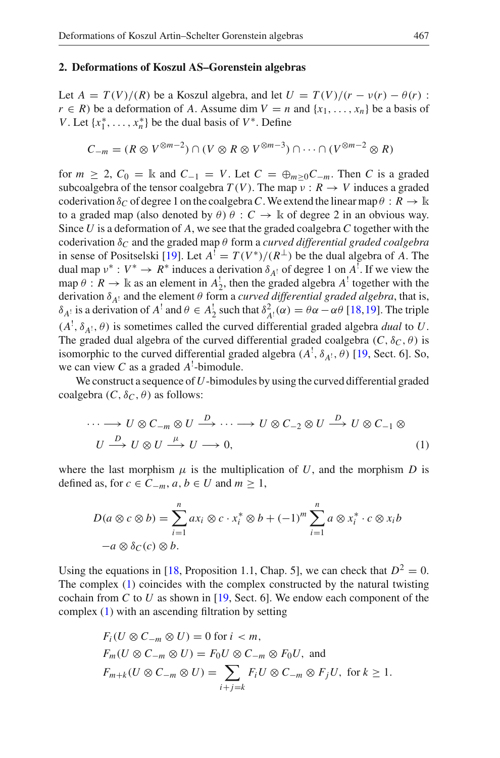## 2. Deformations of Koszul AS–Gorenstein algebras

Let $A = T(V)/(R)$ be a Koszul algebra, and let $U = T(V)/(r - \nu(r) - \theta(r) : r \in R)$ be a deformation of $A$. Assume $\dim V = n$ and $\{x_1, \ldots, x_n\}$ be a basis of $V$. Let $\{x_1^*, \ldots, x_n^*\}$ be the dual basis of $V^*$. Define

$$C_{-m} = (R \otimes V^{\otimes m-2}) \cap (V \otimes R \otimes V^{\otimes m-3}) \cap \cdots \cap (V^{\otimes m-2} \otimes R)$$

for $m \geq 2$, $C_0 = \mathbb{k}$ and $C_{-1} = V$. Let $C = \oplus_{m \geq 0} C_{-m}$. Then $C$ is a graded subcoalgebra of the tensor coalgebra $T(V)$. The map $\nu : R \to V$ induces a graded coderivation $\delta_C$ of degree 1 on the coalgebra $C$. We extend the linear map $\theta : R \to \mathbb{k}$ to a graded map (also denoted by $\theta$) $\theta : C \to \mathbb{k}$ of degree 2 in an obvious way. Since $U$ is a deformation of $A$, we see that the graded coalgebra $C$ together with the coderivation $\delta_C$ and the graded map $\theta$ form a *curved differential graded coalgebra* in sense of Positselski [19]. Let $A^! = T(V^*)/(R^\perp)$ be the dual algebra of $A$. The dual map $\nu^* : V^* \to R^*$ induces a derivation $\delta_{A^!}$ of degree 1 on $A^!$. If we view the map $\theta : R \to \mathbb{k}$ as an element in $A^!_2$, then the graded algebra $A^!$ together with the derivation $\delta_{A^!}$ and the element $\theta$ form a *curved differential graded algebra*, that is, $\delta_{A^!}$ is a derivation of $A^!$ and $\theta \in A^!_2$ such that $\delta^2_{A^!}(\alpha) = \theta\alpha - \alpha\theta$ [18,19]. The triple $(A^!, \delta_{A^!}, \theta)$ is sometimes called the curved differential graded algebra *dual* to $U$. The graded dual algebra of the curved differential graded coalgebra $(C, \delta_C, \theta)$ is isomorphic to the curved differential graded algebra $(A^!, \delta_{A^!}, \theta)$ [19, Sect. 6]. So, we can view $C$ as a graded $A^!$-bimodule.

We construct a sequence of $U$-bimodules by using the curved differential graded coalgebra $(C, \delta_C, \theta)$ as follows:

$$\cdots \longrightarrow U \otimes C_{-m} \otimes U \xrightarrow{D} \cdots \longrightarrow U \otimes C_{-2} \otimes U \xrightarrow{D} U \otimes C_{-1} \otimes U \xrightarrow{D} U \otimes U \xrightarrow{\mu} U \longrightarrow 0, \tag{1}$$

where the last morphism $\mu$ is the multiplication of $U$, and the morphism $D$ is defined as, for $c \in C_{-m}$, $a, b \in U$ and $m \geq 1$,

$$D(a \otimes c \otimes b) = \sum_{i=1}^{n} a x_i \otimes c \cdot x_i^* \otimes b + (-1)^m \sum_{i=1}^{n} a \otimes x_i^* \cdot c \otimes x_i b - a \otimes \delta_C(c) \otimes b.$$

Using the equations in [18, Proposition 1.1, Chap. 5], we can check that $D^2 = 0$. The complex (1) coincides with the complex constructed by the natural twisting cochain from $C$ to $U$ as shown in [19, Sect. 6]. We endow each component of the complex (1) with an ascending filtration by setting

$$F_i(U \otimes C_{-m} \otimes U) = 0 \text{ for } i < m,$$
$$F_m(U \otimes C_{-m} \otimes U) = F_0 U \otimes C_{-m} \otimes F_0 U, \text{ and}$$
$$F_{m+k}(U \otimes C_{-m} \otimes U) = \sum_{i+j=k} F_i U \otimes C_{-m} \otimes F_j U, \text{ for } k \geq 1.$$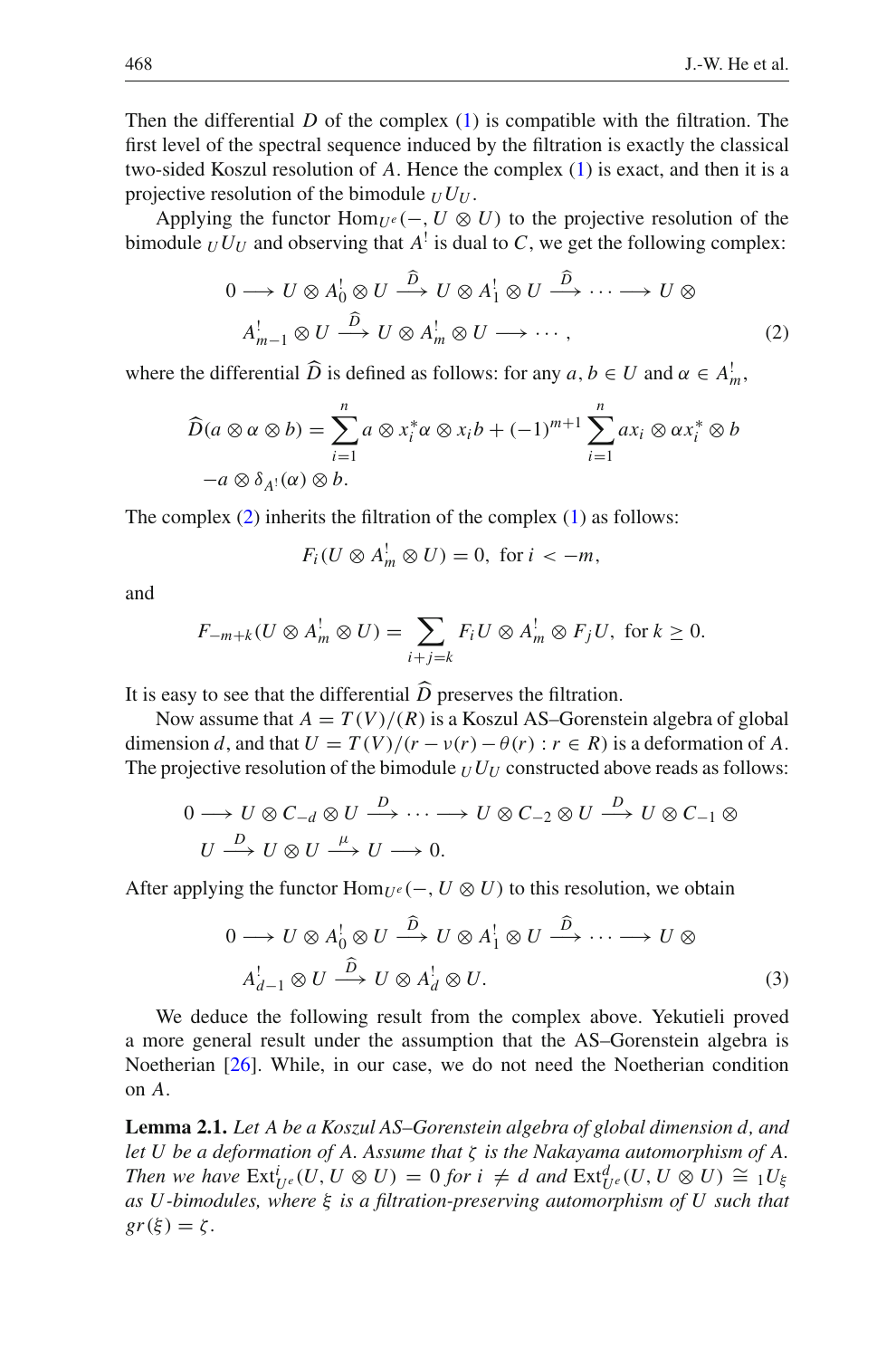Then the differential $D$ of the complex (1) is compatible with the filtration. The first level of the spectral sequence induced by the filtration is exactly the classical two-sided Koszul resolution of $A$. Hence the complex (1) is exact, and then it is a projective resolution of the bimodule ${}_UU_U$.

Applying the functor $\mathrm{Hom}_{U^e}(-, U \otimes U)$ to the projective resolution of the bimodule ${}_UU_U$ and observing that $A^!$ is dual to $C$, we get the following complex:

$$0 \longrightarrow U \otimes A^!_0 \otimes U \xrightarrow{\widehat{D}} U \otimes A^!_1 \otimes U \xrightarrow{\widehat{D}} \cdots \longrightarrow U \otimes A^!_{m-1} \otimes U \xrightarrow{\widehat{D}} U \otimes A^!_m \otimes U \longrightarrow \cdots, \tag{2}$$

where the differential $\widehat{D}$ is defined as follows: for any $a, b \in U$ and $\alpha \in A^!_m$,

$$\widehat{D}(a \otimes \alpha \otimes b) = \sum_{i=1}^{n} a \otimes x_i^* \alpha \otimes x_i b + (-1)^{m+1} \sum_{i=1}^{n} a x_i \otimes \alpha x_i^* \otimes b - a \otimes \delta_{A^!}(\alpha) \otimes b.$$

The complex (2) inherits the filtration of the complex (1) as follows:

$$F_i(U \otimes A^!_m \otimes U) = 0, \text{ for } i < -m,$$

and

$$F_{-m+k}(U \otimes A^!_m \otimes U) = \sum_{i+j=k} F_i U \otimes A^!_m \otimes F_j U, \text{ for } k \geq 0.$$

It is easy to see that the differential $\widehat{D}$ preserves the filtration.

Now assume that $A = T(V)/(R)$ is a Koszul AS–Gorenstein algebra of global dimension $d$, and that $U = T(V)/(r - \nu(r) - \theta(r) : r \in R)$ is a deformation of $A$. The projective resolution of the bimodule ${}_UU_U$ constructed above reads as follows:

$$0 \longrightarrow U \otimes C_{-d} \otimes U \xrightarrow{D} \cdots \longrightarrow U \otimes C_{-2} \otimes U \xrightarrow{D} U \otimes C_{-1} \otimes U \xrightarrow{D} U \otimes U \xrightarrow{\mu} U \longrightarrow 0.$$

After applying the functor $\mathrm{Hom}_{U^e}(-, U \otimes U)$ to this resolution, we obtain

$$0 \longrightarrow U \otimes A^!_0 \otimes U \xrightarrow{\widehat{D}} U \otimes A^!_1 \otimes U \xrightarrow{\widehat{D}} \cdots \longrightarrow U \otimes A^!_{d-1} \otimes U \xrightarrow{\widehat{D}} U \otimes A^!_d \otimes U. \tag{3}$$

We deduce the following result from the complex above. Yekutieli proved a more general result under the assumption that the AS–Gorenstein algebra is Noetherian [26]. While, in our case, we do not need the Noetherian condition on $A$.

**Lemma 2.1.** *Let $A$ be a Koszul AS–Gorenstein algebra of global dimension $d$, and let $U$ be a deformation of $A$. Assume that $\zeta$ is the Nakayama automorphism of $A$. Then we have $\mathrm{Ext}^i_{U^e}(U, U \otimes U) = 0$ for $i \neq d$ and $\mathrm{Ext}^d_{U^e}(U, U \otimes U) \cong {}_1U_\xi$ as $U$-bimodules, where $\xi$ is a filtration-preserving automorphism of $U$ such that $gr(\xi) = \zeta$.*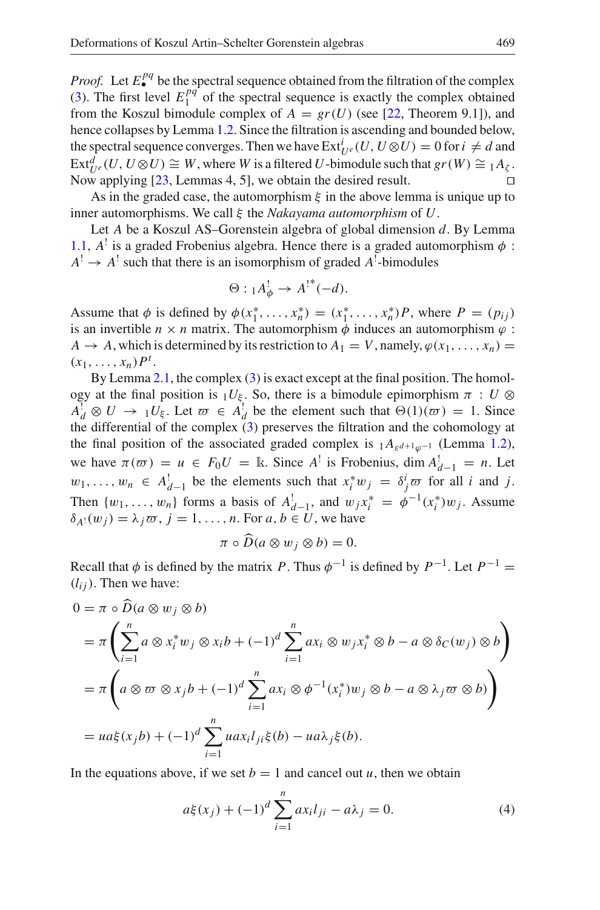*Proof.* Let $E_\bullet^{pq}$ be the spectral sequence obtained from the filtration of the complex (3). The first level $E_1^{pq}$ of the spectral sequence is exactly the complex obtained from the Koszul bimodule complex of $A = gr(U)$ (see [22, Theorem 9.1]), and hence collapses by Lemma 1.2. Since the filtration is ascending and bounded below, the spectral sequence converges. Then we have $\mathrm{Ext}^i_{U^e}(U, U\otimes U) = 0$ for $i \neq d$ and $\mathrm{Ext}^d_{U^e}(U, U\otimes U) \cong W$, where $W$ is a filtered $U$-bimodule such that $gr(W) \cong {}_1A_\zeta$. Now applying [23, Lemmas 4, 5], we obtain the desired result. □

As in the graded case, the automorphism $\xi$ in the above lemma is unique up to inner automorphisms. We call $\xi$ the *Nakayama automorphism* of $U$.

Let $A$ be a Koszul AS–Gorenstein algebra of global dimension $d$. By Lemma 1.1, $A^!$ is a graded Frobenius algebra. Hence there is a graded automorphism $\phi$ : $A^! \to A^!$ such that there is an isomorphism of graded $A^!$-bimodules

$$\Theta : {}_1A^!_\phi \to A^{!*}(-d).$$

Assume that $\phi$ is defined by $\phi(x_1^*, \ldots, x_n^*) = (x_1^*, \ldots, x_n^*)P$, where $P = (p_{ij})$ is an invertible $n \times n$ matrix. The automorphism $\phi$ induces an automorphism $\varphi$ : $A \to A$, which is determined by its restriction to $A_1 = V$, namely, $\varphi(x_1, \ldots, x_n) = (x_1, \ldots, x_n)P^t$.

By Lemma 2.1, the complex (3) is exact except at the final position. The homology at the final position is ${}_1U_\xi$. So, there is a bimodule epimorphism $\pi : U \otimes A^!_d \otimes U \to {}_1U_\xi$. Let $\varpi \in A^!_d$ be the element such that $\Theta(1)(\varpi) = 1$. Since the differential of the complex (3) preserves the filtration and the cohomology at the final position of the associated graded complex is ${}_1A_{\varepsilon^{d+1}\varphi^{-1}}$ (Lemma 1.2), we have $\pi(\varpi) = u \in F_0U = \mathbb{k}$. Since $A^!$ is Frobenius, $\dim A^!_{d-1} = n$. Let $w_1, \ldots, w_n \in A^!_{d-1}$ be the elements such that $x_i^* w_j = \delta^i_j \varpi$ for all $i$ and $j$. Then $\{w_1, \ldots, w_n\}$ forms a basis of $A^!_{d-1}$, and $w_j x_i^* = \phi^{-1}(x_i^*)w_j$. Assume $\delta_{A^!}(w_j) = \lambda_j \varpi$, $j = 1, \ldots, n$. For $a, b \in U$, we have

$$\pi \circ \widehat{D}(a \otimes w_j \otimes b) = 0.$$

Recall that $\phi$ is defined by the matrix $P$. Thus $\phi^{-1}$ is defined by $P^{-1}$. Let $P^{-1} = (l_{ij})$. Then we have:

$$\begin{aligned}
0 &= \pi \circ \widehat{D}(a \otimes w_j \otimes b)\\
&= \pi\left(\sum_{i=1}^n a \otimes x_i^* w_j \otimes x_i b + (-1)^d \sum_{i=1}^n a x_i \otimes w_j x_i^* \otimes b - a \otimes \delta_C(w_j) \otimes b\right)\\
&= \pi\left(a \otimes \varpi \otimes x_j b + (-1)^d \sum_{i=1}^n a x_i \otimes \phi^{-1}(x_i^*) w_j \otimes b - a \otimes \lambda_j \varpi \otimes b)\right)\\
&= ua\xi(x_j b) + (-1)^d \sum_{i=1}^n u a x_i l_{ji} \xi(b) - u a \lambda_j \xi(b).
\end{aligned}$$

In the equations above, if we set $b = 1$ and cancel out $u$, then we obtain

$$a\xi(x_j) + (-1)^d \sum_{i=1}^n a x_i l_{ji} - a\lambda_j = 0. \tag{4}$$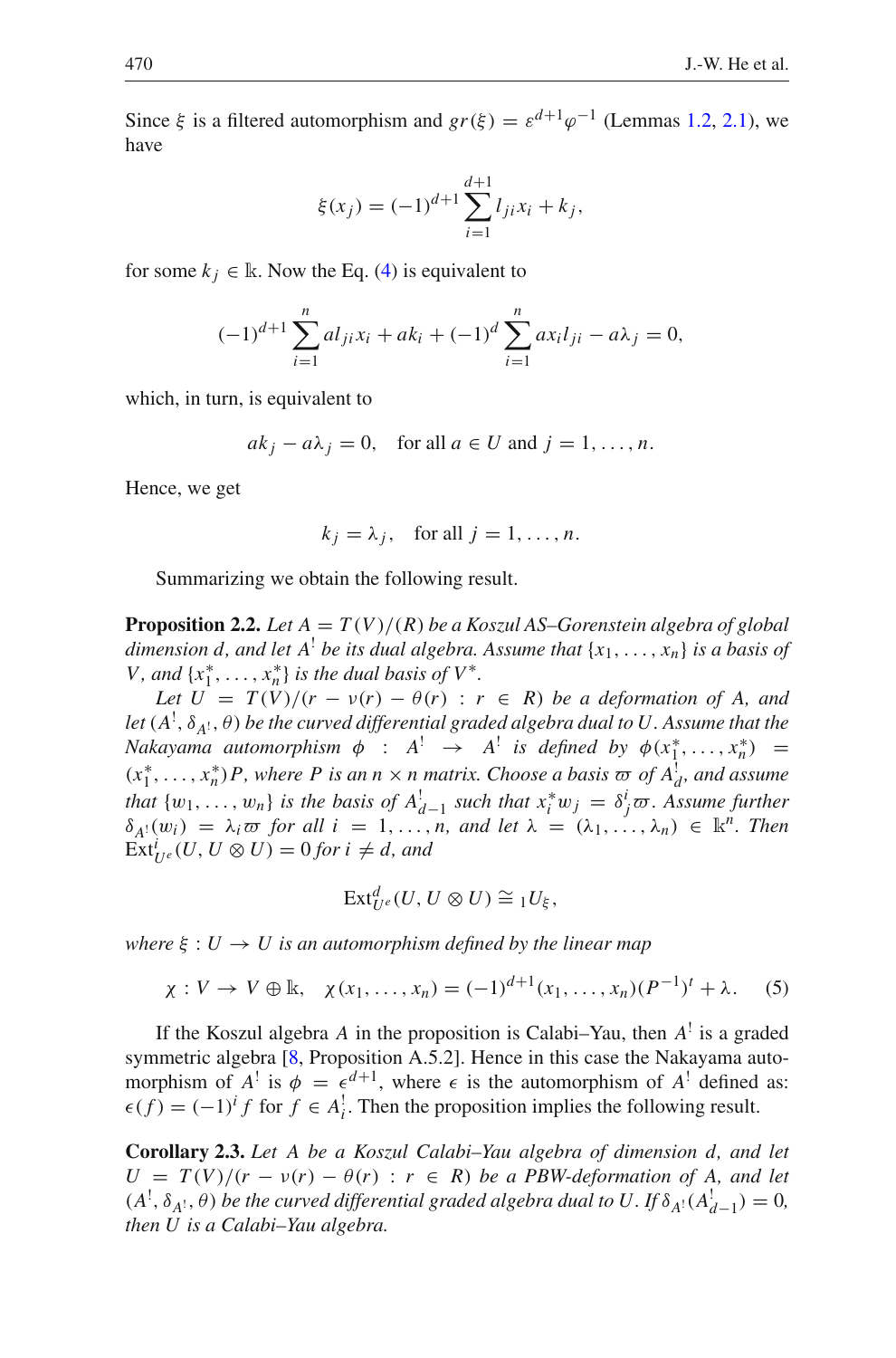Since $\xi$ is a filtered automorphism and $gr(\xi) = \varepsilon^{d+1}\varphi^{-1}$ (Lemmas 1.2, 2.1), we have

$$\xi(x_j) = (-1)^{d+1}\sum_{i=1}^{d+1} l_{ji}x_i + k_j,$$

for some $k_j \in \Bbbk$. Now the Eq. (4) is equivalent to

$$(-1)^{d+1}\sum_{i=1}^{n} al_{ji}x_i + ak_i + (-1)^d \sum_{i=1}^{n} ax_i l_{ji} - a\lambda_j = 0,$$

which, in turn, is equivalent to

$$ak_j - a\lambda_j = 0, \quad \text{for all } a \in U \text{ and } j = 1, \ldots, n.$$

Hence, we get

$$k_j = \lambda_j, \quad \text{for all } j = 1, \ldots, n.$$

Summarizing we obtain the following result.

**Proposition 2.2.** *Let $A = T(V)/(R)$ be a Koszul AS–Gorenstein algebra of global dimension $d$, and let $A^!$ be its dual algebra. Assume that $\{x_1, \ldots, x_n\}$ is a basis of $V$, and $\{x_1^*, \ldots, x_n^*\}$ is the dual basis of $V^*$.*

*Let $U = T(V)/(r - \nu(r) - \theta(r) : r \in R)$ be a deformation of $A$, and let $(A^!, \delta_{A^!}, \theta)$ be the curved differential graded algebra dual to $U$. Assume that the Nakayama automorphism $\phi : A^! \to A^!$ is defined by $\phi(x_1^*, \ldots, x_n^*) = (x_1^*, \ldots, x_n^*)P$, where $P$ is an $n \times n$ matrix. Choose a basis $\varpi$ of $A^!_d$, and assume that $\{w_1, \ldots, w_n\}$ is the basis of $A^!_{d-1}$ such that $x_i^* w_j = \delta^i_j \varpi$. Assume further $\delta_{A^!}(w_i) = \lambda_i \varpi$ for all $i = 1, \ldots, n$, and let $\lambda = (\lambda_1, \ldots, \lambda_n) \in \Bbbk^n$. Then $\mathrm{Ext}^i_{U^e}(U, U \otimes U) = 0$ for $i \neq d$, and*

$$\mathrm{Ext}^d_{U^e}(U, U \otimes U) \cong {}_1U_\xi,$$

*where $\xi : U \to U$ is an automorphism defined by the linear map*

$$\chi : V \to V \oplus \Bbbk, \quad \chi(x_1, \ldots, x_n) = (-1)^{d+1}(x_1, \ldots, x_n)(P^{-1})^t + \lambda. \qquad (5)$$

If the Koszul algebra $A$ in the proposition is Calabi–Yau, then $A^!$ is a graded symmetric algebra [8, Proposition A.5.2]. Hence in this case the Nakayama automorphism of $A^!$ is $\phi = \epsilon^{d+1}$, where $\epsilon$ is the automorphism of $A^!$ defined as: $\epsilon(f) = (-1)^i f$ for $f \in A^!_i$. Then the proposition implies the following result.

**Corollary 2.3.** *Let $A$ be a Koszul Calabi–Yau algebra of dimension $d$, and let $U = T(V)/(r - \nu(r) - \theta(r) : r \in R)$ be a PBW-deformation of $A$, and let $(A^!, \delta_{A^!}, \theta)$ be the curved differential graded algebra dual to $U$. If $\delta_{A^!}(A^!_{d-1}) = 0$, then $U$ is a Calabi–Yau algebra.*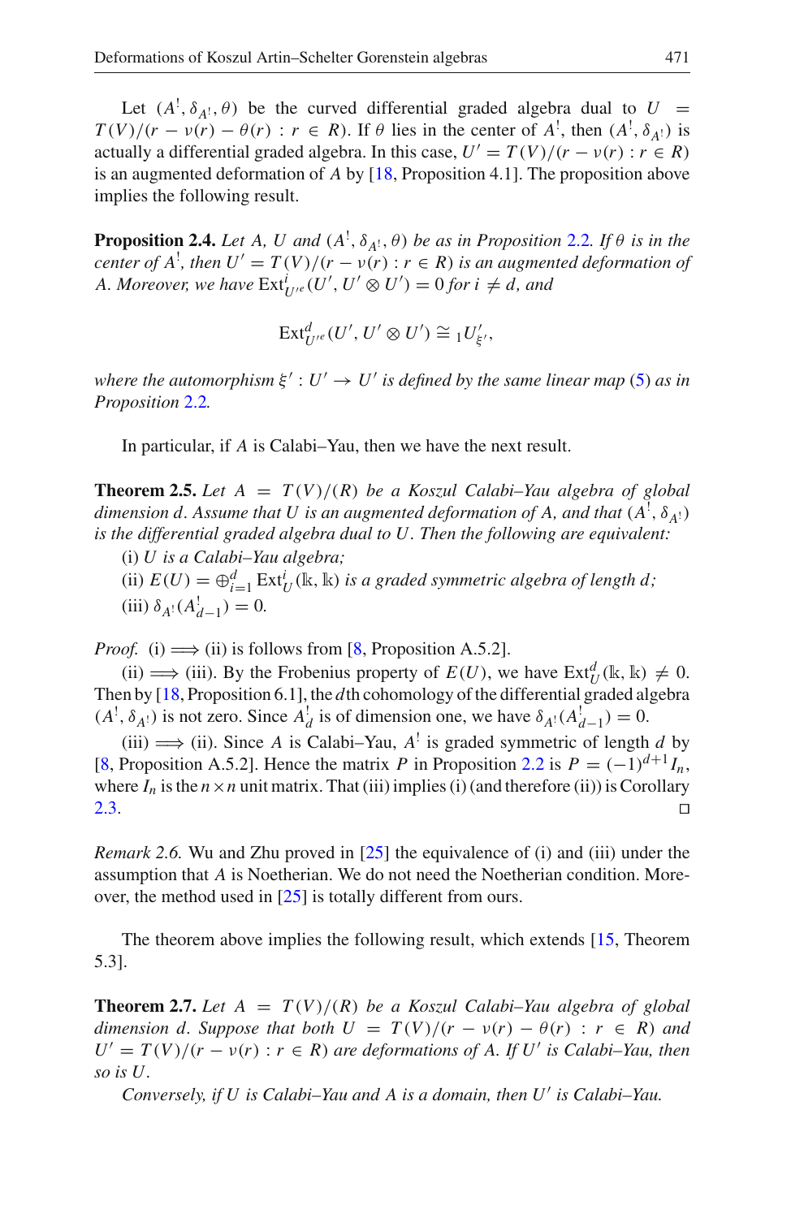Let $(A^!, \delta_{A^!}, \theta)$ be the curved differential graded algebra dual to $U = T(V)/(r - \nu(r) - \theta(r) : r \in R)$. If $\theta$ lies in the center of $A^!$, then $(A^!, \delta_{A^!})$ is actually a differential graded algebra. In this case, $U' = T(V)/(r - \nu(r) : r \in R)$ is an augmented deformation of $A$ by [18, Proposition 4.1]. The proposition above implies the following result.

**Proposition 2.4.** *Let $A$, $U$ and $(A^!, \delta_{A^!}, \theta)$ be as in Proposition 2.2. If $\theta$ is in the center of $A^!$, then $U' = T(V)/(r - \nu(r) : r \in R)$ is an augmented deformation of $A$. Moreover, we have $\operatorname{Ext}^i_{U'^e}(U', U' \otimes U') = 0$ for $i \neq d$, and*

$$\operatorname{Ext}^d_{U'^e}(U', U' \otimes U') \cong {}_1U'_{\xi'},$$

*where the automorphism $\xi' : U' \to U'$ is defined by the same linear map (5) as in Proposition 2.2.*

In particular, if $A$ is Calabi–Yau, then we have the next result.

**Theorem 2.5.** *Let $A = T(V)/(R)$ be a Koszul Calabi–Yau algebra of global dimension $d$. Assume that $U$ is an augmented deformation of $A$, and that $(A^!, \delta_{A^!})$ is the differential graded algebra dual to $U$. Then the following are equivalent:*

(i) *$U$ is a Calabi–Yau algebra;*

(ii) *$E(U) = \oplus_{i=1}^d \operatorname{Ext}^i_U(\Bbbk, \Bbbk)$ is a graded symmetric algebra of length $d$;*

(iii) $\delta_{A^!}(A^!_{d-1}) = 0$.

*Proof.* (i) $\Longrightarrow$ (ii) is follows from [8, Proposition A.5.2].

(ii) $\Longrightarrow$ (iii). By the Frobenius property of $E(U)$, we have $\operatorname{Ext}^d_U(\Bbbk, \Bbbk) \neq 0$. Then by [18, Proposition 6.1], the $d$th cohomology of the differential graded algebra $(A^!, \delta_{A^!})$ is not zero. Since $A^!_d$ is of dimension one, we have $\delta_{A^!}(A^!_{d-1}) = 0$.

(iii) $\Longrightarrow$ (ii). Since $A$ is Calabi–Yau, $A^!$ is graded symmetric of length $d$ by [8, Proposition A.5.2]. Hence the matrix $P$ in Proposition 2.2 is $P = (-1)^{d+1} I_n$, where $I_n$ is the $n \times n$ unit matrix. That (iii) implies (i) (and therefore (ii)) is Corollary 2.3. □

*Remark 2.6.* Wu and Zhu proved in [25] the equivalence of (i) and (iii) under the assumption that $A$ is Noetherian. We do not need the Noetherian condition. Moreover, the method used in [25] is totally different from ours.

The theorem above implies the following result, which extends [15, Theorem 5.3].

**Theorem 2.7.** *Let $A = T(V)/(R)$ be a Koszul Calabi–Yau algebra of global dimension $d$. Suppose that both $U = T(V)/(r - \nu(r) - \theta(r) : r \in R)$ and $U' = T(V)/(r - \nu(r) : r \in R)$ are deformations of $A$. If $U'$ is Calabi–Yau, then so is $U$.*

*Conversely, if $U$ is Calabi–Yau and $A$ is a domain, then $U'$ is Calabi–Yau.*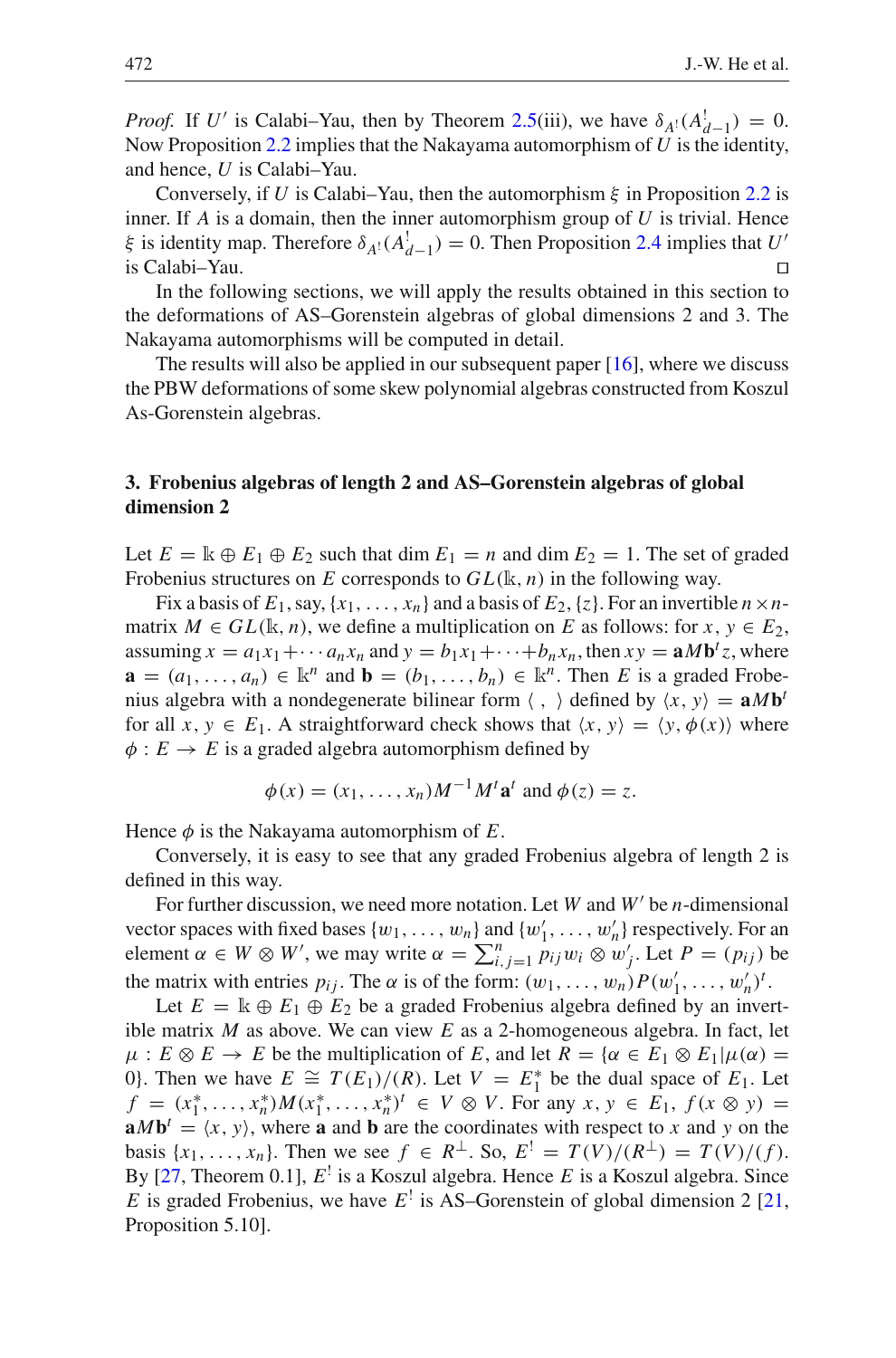*Proof.* If $U'$ is Calabi–Yau, then by Theorem 2.5(iii), we have $\delta_{A^!}(A^!_{d-1}) = 0$. Now Proposition 2.2 implies that the Nakayama automorphism of $U$ is the identity, and hence, $U$ is Calabi–Yau.

Conversely, if $U$ is Calabi–Yau, then the automorphism $\xi$ in Proposition 2.2 is inner. If $A$ is a domain, then the inner automorphism group of $U$ is trivial. Hence $\xi$ is identity map. Therefore $\delta_{A^!}(A^!_{d-1}) = 0$. Then Proposition 2.4 implies that $U'$ is Calabi–Yau. □

In the following sections, we will apply the results obtained in this section to the deformations of AS–Gorenstein algebras of global dimensions 2 and 3. The Nakayama automorphisms will be computed in detail.

The results will also be applied in our subsequent paper [16], where we discuss the PBW deformations of some skew polynomial algebras constructed from Koszul As-Gorenstein algebras.

## 3. Frobenius algebras of length 2 and AS–Gorenstein algebras of global dimension 2

Let $E = \Bbbk \oplus E_1 \oplus E_2$ such that $\dim E_1 = n$ and $\dim E_2 = 1$. The set of graded Frobenius structures on $E$ corresponds to $GL(\Bbbk, n)$ in the following way.

Fix a basis of $E_1$, say, $\{x_1, \ldots, x_n\}$ and a basis of $E_2$, $\{z\}$. For an invertible $n \times n$-matrix $M \in GL(\Bbbk, n)$, we define a multiplication on $E$ as follows: for $x, y \in E_2$, assuming $x = a_1x_1 + \cdots a_nx_n$ and $y = b_1x_1 + \cdots + b_nx_n$, then $xy = \mathbf{a}M\mathbf{b}^t z$, where $\mathbf{a} = (a_1, \ldots, a_n) \in \Bbbk^n$ and $\mathbf{b} = (b_1, \ldots, b_n) \in \Bbbk^n$. Then $E$ is a graded Frobenius algebra with a nondegenerate bilinear form $\langle\ ,\ \rangle$ defined by $\langle x, y\rangle = \mathbf{a}M\mathbf{b}^t$ for all $x, y \in E_1$. A straightforward check shows that $\langle x, y\rangle = \langle y, \phi(x)\rangle$ where $\phi : E \to E$ is a graded algebra automorphism defined by

$$\phi(x) = (x_1, \ldots, x_n)M^{-1}M^t\mathbf{a}^t \text{ and } \phi(z) = z.$$

Hence $\phi$ is the Nakayama automorphism of $E$.

Conversely, it is easy to see that any graded Frobenius algebra of length 2 is defined in this way.

For further discussion, we need more notation. Let $W$ and $W'$ be $n$-dimensional vector spaces with fixed bases $\{w_1, \ldots, w_n\}$ and $\{w'_1, \ldots, w'_n\}$ respectively. For an element $\alpha \in W \otimes W'$, we may write $\alpha = \sum_{i,j=1}^n p_{ij} w_i \otimes w'_j$. Let $P = (p_{ij})$ be the matrix with entries $p_{ij}$. The $\alpha$ is of the form: $(w_1, \ldots, w_n)P(w'_1, \ldots, w'_n)^t$.

Let $E = \Bbbk \oplus E_1 \oplus E_2$ be a graded Frobenius algebra defined by an invertible matrix $M$ as above. We can view $E$ as a 2-homogeneous algebra. In fact, let $\mu : E \otimes E \to E$ be the multiplication of $E$, and let $R = \{\alpha \in E_1 \otimes E_1 | \mu(\alpha) = 0\}$. Then we have $E \cong T(E_1)/(R)$. Let $V = E_1^*$ be the dual space of $E_1$. Let $f = (x_1^*, \ldots, x_n^*)M(x_1^*, \ldots, x_n^*)^t \in V \otimes V$. For any $x, y \in E_1$, $f(x \otimes y) = \mathbf{a}M\mathbf{b}^t = \langle x, y\rangle$, where $\mathbf{a}$ and $\mathbf{b}$ are the coordinates with respect to $x$ and $y$ on the basis $\{x_1, \ldots, x_n\}$. Then we see $f \in R^\perp$. So, $E^! = T(V)/(R^\perp) = T(V)/(f)$. By [27, Theorem 0.1], $E^!$ is a Koszul algebra. Hence $E$ is a Koszul algebra. Since $E$ is graded Frobenius, we have $E^!$ is AS–Gorenstein of global dimension 2 [21, Proposition 5.10].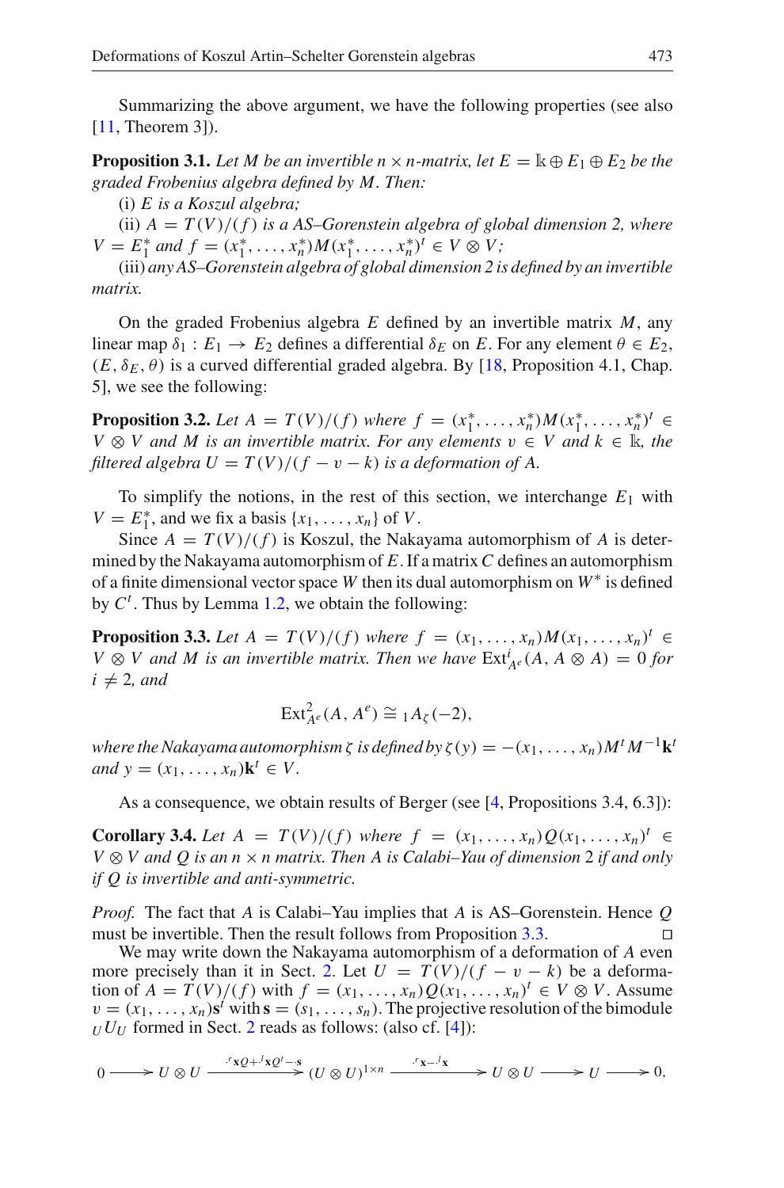Summarizing the above argument, we have the following properties (see also [11, Theorem 3]).

**Proposition 3.1.** *Let $M$ be an invertible $n \times n$-matrix, let $E = \Bbbk \oplus E_1 \oplus E_2$ be the graded Frobenius algebra defined by $M$. Then:*

(i) *$E$ is a Koszul algebra;*

(ii) *$A = T(V)/(f)$ is a AS–Gorenstein algebra of global dimension 2, where $V = E_1^*$ and $f = (x_1^*, \dots, x_n^*)M(x_1^*, \dots, x_n^*)^t \in V \otimes V$;*

(iii) *any AS–Gorenstein algebra of global dimension 2 is defined by an invertible matrix.*

On the graded Frobenius algebra $E$ defined by an invertible matrix $M$, any linear map $\delta_1 : E_1 \to E_2$ defines a differential $\delta_E$ on $E$. For any element $\theta \in E_2$, $(E, \delta_E, \theta)$ is a curved differential graded algebra. By [18, Proposition 4.1, Chap. 5], we see the following:

**Proposition 3.2.** *Let $A = T(V)/(f)$ where $f = (x_1^*, \dots, x_n^*)M(x_1^*, \dots, x_n^*)^t \in V \otimes V$ and $M$ is an invertible matrix. For any elements $v \in V$ and $k \in \Bbbk$, the filtered algebra $U = T(V)/(f - v - k)$ is a deformation of $A$.*

To simplify the notions, in the rest of this section, we interchange $E_1$ with $V = E_1^*$, and we fix a basis $\{x_1, \dots, x_n\}$ of $V$.

Since $A = T(V)/(f)$ is Koszul, the Nakayama automorphism of $A$ is determined by the Nakayama automorphism of $E$. If a matrix $C$ defines an automorphism of a finite dimensional vector space $W$ then its dual automorphism on $W^*$ is defined by $C^t$. Thus by Lemma 1.2, we obtain the following:

**Proposition 3.3.** *Let $A = T(V)/(f)$ where $f = (x_1, \dots, x_n)M(x_1, \dots, x_n)^t \in V \otimes V$ and $M$ is an invertible matrix. Then we have $\mathrm{Ext}^i_{A^e}(A, A \otimes A) = 0$ for $i \neq 2$, and*

$$\mathrm{Ext}^2_{A^e}(A, A^e) \cong {}_1A_\zeta(-2),$$

*where the Nakayama automorphism $\zeta$ is defined by $\zeta(y) = -(x_1, \dots, x_n)M^tM^{-1}\mathbf{k}^t$ and $y = (x_1, \dots, x_n)\mathbf{k}^t \in V$.*

As a consequence, we obtain results of Berger (see [4, Propositions 3.4, 6.3]):

**Corollary 3.4.** *Let $A = T(V)/(f)$ where $f = (x_1, \dots, x_n)Q(x_1, \dots, x_n)^t \in V \otimes V$ and $Q$ is an $n \times n$ matrix. Then $A$ is Calabi–Yau of dimension 2 if and only if $Q$ is invertible and anti-symmetric.*

*Proof.* The fact that $A$ is Calabi–Yau implies that $A$ is AS–Gorenstein. Hence $Q$ must be invertible. Then the result follows from Proposition 3.3. □

We may write down the Nakayama automorphism of a deformation of $A$ even more precisely than it in Sect. 2. Let $U = T(V)/(f - v - k)$ be a deformation of $A = T(V)/(f)$ with $f = (x_1, \dots, x_n)Q(x_1, \dots, x_n)^t \in V \otimes V$. Assume $v = (x_1, \dots, x_n)\mathbf{s}^t$ with $\mathbf{s} = (s_1, \dots, s_n)$. The projective resolution of the bimodule ${}_UU_U$ formed in Sect. 2 reads as follows: (also cf. [4]):

$$0 \longrightarrow U \otimes U \xrightarrow{\cdot^r\mathbf{x}Q + \cdot^l\mathbf{x}Q^t - \cdot\mathbf{s}} (U \otimes U)^{1\times n} \xrightarrow{\cdot^r\mathbf{x} - \cdot^l\mathbf{x}} U \otimes U \longrightarrow U \longrightarrow 0,$$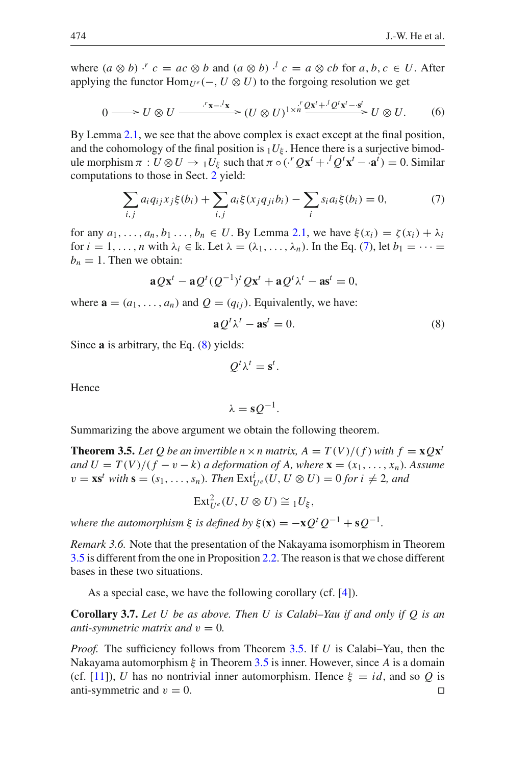where $(a \otimes b) \cdot^r c = ac \otimes b$ and $(a \otimes b) \cdot^l c = a \otimes cb$ for $a, b, c \in U$. After applying the functor $\mathrm{Hom}_{U^e}(-, U \otimes U)$ to the forgoing resolution we get

$$0 \longrightarrow U \otimes U \xrightarrow{\cdot^r \mathbf{x} - \cdot^l \mathbf{x}} (U \otimes U)^{1 \times n} \xrightarrow{\cdot^r_n Q\mathbf{x}^t + \cdot^l Q^t \mathbf{x}^t - \cdot \mathbf{s}^t} U \otimes U. \tag{6}$$

By Lemma 2.1, we see that the above complex is exact except at the final position, and the cohomology of the final position is ${}_1U_\xi$. Hence there is a surjective bimodule morphism $\pi : U \otimes U \to {}_1U_\xi$ such that $\pi \circ (\cdot^r Q\mathbf{x}^t + \cdot^l Q^t \mathbf{x}^t - \cdot \mathbf{a}^t) = 0$. Similar computations to those in Sect. 2 yield:

$$\sum_{i,j} a_i q_{ij} x_j \xi(b_i) + \sum_{i,j} a_i \xi(x_j q_{ji} b_i) - \sum_i s_i a_i \xi(b_i) = 0, \tag{7}$$

for any $a_1, \ldots, a_n, b_1 \ldots, b_n \in U$. By Lemma 2.1, we have $\xi(x_i) = \zeta(x_i) + \lambda_i$ for $i = 1, \ldots, n$ with $\lambda_i \in \Bbbk$. Let $\lambda = (\lambda_1, \ldots, \lambda_n)$. In the Eq. (7), let $b_1 = \cdots = b_n = 1$. Then we obtain:

$$\mathbf{a} Q \mathbf{x}^t - \mathbf{a} Q^t (Q^{-1})^t Q \mathbf{x}^t + \mathbf{a} Q^t \lambda^t - \mathbf{a}\mathbf{s}^t = 0,$$

where $\mathbf{a} = (a_1, \ldots, a_n)$ and $Q = (q_{ij})$. Equivalently, we have:

$$\mathbf{a} Q^t \lambda^t - \mathbf{a}\mathbf{s}^t = 0. \tag{8}$$

Since $\mathbf{a}$ is arbitrary, the Eq. (8) yields:

$$Q^t \lambda^t = \mathbf{s}^t.$$

Hence

$$\lambda = \mathbf{s} Q^{-1}.$$

Summarizing the above argument we obtain the following theorem.

**Theorem 3.5.** *Let $Q$ be an invertible $n \times n$ matrix, $A = T(V)/(f)$ with $f = \mathbf{x} Q \mathbf{x}^t$ and $U = T(V)/(f - v - k)$ a deformation of $A$, where $\mathbf{x} = (x_1, \ldots, x_n)$. Assume $v = \mathbf{x}\mathbf{s}^t$ with $\mathbf{s} = (s_1, \ldots, s_n)$. Then $\mathrm{Ext}^i_{U^e}(U, U \otimes U) = 0$ for $i \neq 2$, and*

$$\mathrm{Ext}^2_{U^e}(U, U \otimes U) \cong {}_1U_\xi,$$

*where the automorphism $\xi$ is defined by $\xi(\mathbf{x}) = -\mathbf{x} Q^t Q^{-1} + \mathbf{s} Q^{-1}$.*

*Remark 3.6.* Note that the presentation of the Nakayama isomorphism in Theorem 3.5 is different from the one in Proposition 2.2. The reason is that we chose different bases in these two situations.

As a special case, we have the following corollary (cf. [4]).

**Corollary 3.7.** *Let $U$ be as above. Then $U$ is Calabi–Yau if and only if $Q$ is an anti-symmetric matrix and $v = 0$.*

*Proof.* The sufficiency follows from Theorem 3.5. If $U$ is Calabi–Yau, then the Nakayama automorphism $\xi$ in Theorem 3.5 is inner. However, since $A$ is a domain (cf. [11]), $U$ has no nontrivial inner automorphism. Hence $\xi = id$, and so $Q$ is anti-symmetric and $v = 0$. $\square$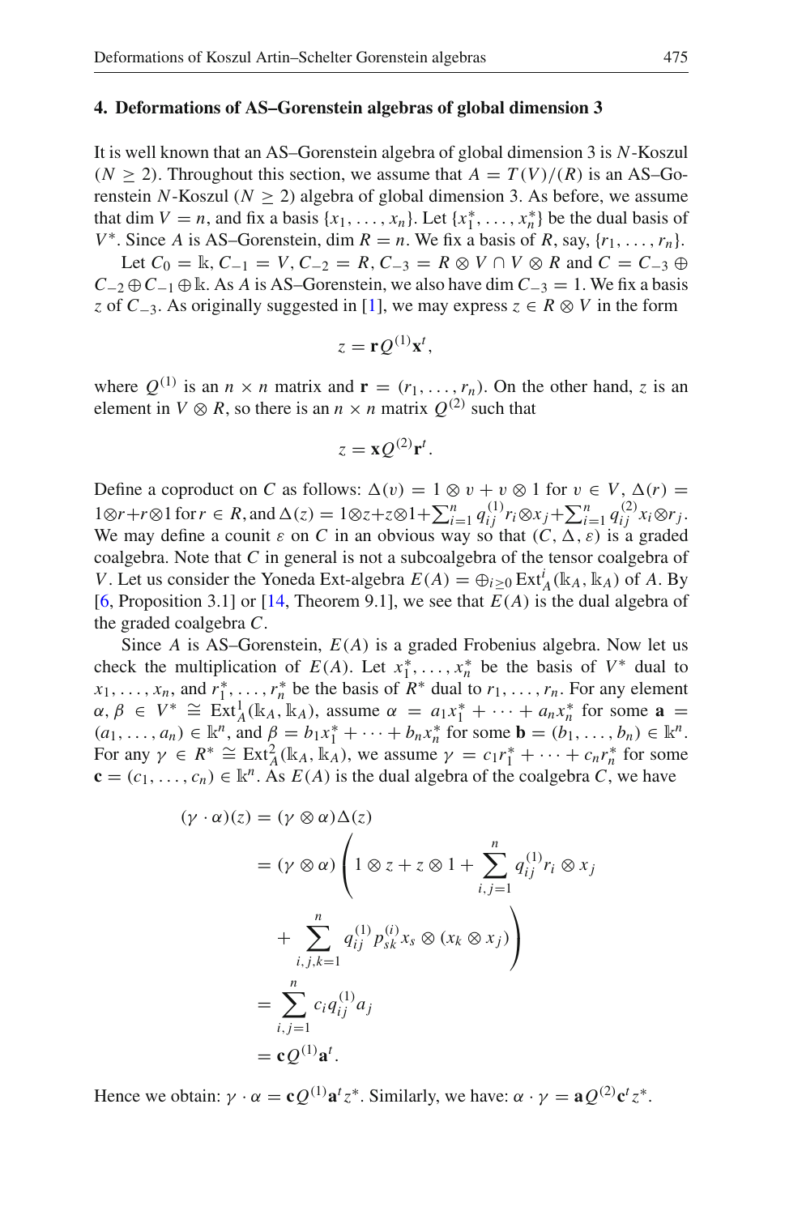## 4. Deformations of AS–Gorenstein algebras of global dimension 3

It is well known that an AS–Gorenstein algebra of global dimension 3 is $N$-Koszul ($N \geq 2$). Throughout this section, we assume that $A = T(V)/(R)$ is an AS–Gorenstein $N$-Koszul ($N \geq 2$) algebra of global dimension 3. As before, we assume that $\dim V = n$, and fix a basis $\{x_1, \ldots, x_n\}$. Let $\{x_1^*, \ldots, x_n^*\}$ be the dual basis of $V^*$. Since $A$ is AS–Gorenstein, $\dim R = n$. We fix a basis of $R$, say, $\{r_1, \ldots, r_n\}$.

Let $C_0 = \Bbbk$, $C_{-1} = V$, $C_{-2} = R$, $C_{-3} = R \otimes V \cap V \otimes R$ and $C = C_{-3} \oplus C_{-2} \oplus C_{-1} \oplus \Bbbk$. As $A$ is AS–Gorenstein, we also have $\dim C_{-3} = 1$. We fix a basis $z$ of $C_{-3}$. As originally suggested in [1], we may express $z \in R \otimes V$ in the form

$$z = \mathbf{r} Q^{(1)} \mathbf{x}^t,$$

where $Q^{(1)}$ is an $n \times n$ matrix and $\mathbf{r} = (r_1, \ldots, r_n)$. On the other hand, $z$ is an element in $V \otimes R$, so there is an $n \times n$ matrix $Q^{(2)}$ such that

$$z = \mathbf{x} Q^{(2)} \mathbf{r}^t.$$

Define a coproduct on $C$ as follows: $\Delta(v) = 1 \otimes v + v \otimes 1$ for $v \in V$, $\Delta(r) = 1 \otimes r + r \otimes 1$ for $r \in R$, and $\Delta(z) = 1 \otimes z + z \otimes 1 + \sum_{i=1}^n q_{ij}^{(1)} r_i \otimes x_j + \sum_{i=1}^n q_{ij}^{(2)} x_i \otimes r_j$. We may define a counit $\varepsilon$ on $C$ in an obvious way so that $(C, \Delta, \varepsilon)$ is a graded coalgebra. Note that $C$ in general is not a subcoalgebra of the tensor coalgebra of $V$. Let us consider the Yoneda Ext-algebra $E(A) = \oplus_{i \geq 0} \operatorname{Ext}_A^i(\Bbbk_A, \Bbbk_A)$ of $A$. By [6, Proposition 3.1] or [14, Theorem 9.1], we see that $E(A)$ is the dual algebra of the graded coalgebra $C$.

Since $A$ is AS–Gorenstein, $E(A)$ is a graded Frobenius algebra. Now let us check the multiplication of $E(A)$. Let $x_1^*, \ldots, x_n^*$ be the basis of $V^*$ dual to $x_1, \ldots, x_n$, and $r_1^*, \ldots, r_n^*$ be the basis of $R^*$ dual to $r_1, \ldots, r_n$. For any element $\alpha, \beta \in V^* \cong \operatorname{Ext}_A^1(\Bbbk_A, \Bbbk_A)$, assume $\alpha = a_1 x_1^* + \cdots + a_n x_n^*$ for some $\mathbf{a} = (a_1, \ldots, a_n) \in \Bbbk^n$, and $\beta = b_1 x_1^* + \cdots + b_n x_n^*$ for some $\mathbf{b} = (b_1, \ldots, b_n) \in \Bbbk^n$. For any $\gamma \in R^* \cong \operatorname{Ext}_A^2(\Bbbk_A, \Bbbk_A)$, we assume $\gamma = c_1 r_1^* + \cdots + c_n r_n^*$ for some $\mathbf{c} = (c_1, \ldots, c_n) \in \Bbbk^n$. As $E(A)$ is the dual algebra of the coalgebra $C$, we have

$$\begin{aligned}
(\gamma \cdot \alpha)(z) &= (\gamma \otimes \alpha)\Delta(z) \\
&= (\gamma \otimes \alpha)\left( 1 \otimes z + z \otimes 1 + \sum_{i,j=1}^n q_{ij}^{(1)} r_i \otimes x_j \right. \\
&\qquad \left. + \sum_{i,j,k=1}^n q_{ij}^{(1)} p_{sk}^{(i)} x_s \otimes (x_k \otimes x_j) \right) \\
&= \sum_{i,j=1}^n c_i q_{ij}^{(1)} a_j \\
&= \mathbf{c} Q^{(1)} \mathbf{a}^t.
\end{aligned}$$

Hence we obtain: $\gamma \cdot \alpha = \mathbf{c} Q^{(1)} \mathbf{a}^t z^*$. Similarly, we have: $\alpha \cdot \gamma = \mathbf{a} Q^{(2)} \mathbf{c}^t z^*$.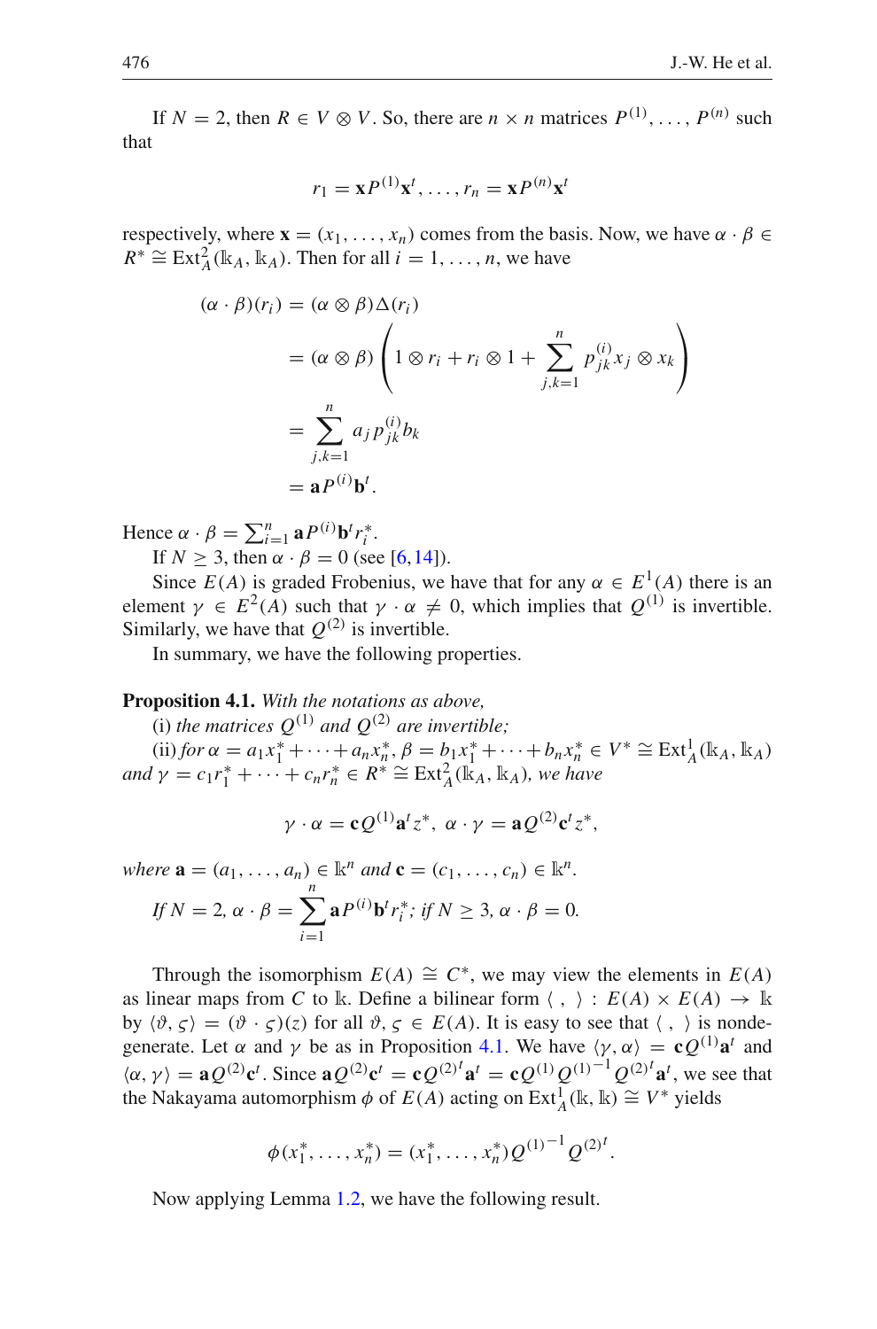If $N = 2$, then $R \in V \otimes V$. So, there are $n \times n$ matrices $P^{(1)}, \ldots, P^{(n)}$ such that

$$r_1 = \mathbf{x}P^{(1)}\mathbf{x}^t, \ldots, r_n = \mathbf{x}P^{(n)}\mathbf{x}^t$$

respectively, where $\mathbf{x} = (x_1, \ldots, x_n)$ comes from the basis. Now, we have $\alpha \cdot \beta \in R^* \cong \operatorname{Ext}^2_A(\Bbbk_A, \Bbbk_A)$. Then for all $i = 1, \ldots, n$, we have

$$\begin{aligned}
(\alpha \cdot \beta)(r_i) &= (\alpha \otimes \beta)\Delta(r_i) \\
&= (\alpha \otimes \beta)\left(1 \otimes r_i + r_i \otimes 1 + \sum_{j,k=1}^{n} p^{(i)}_{jk} x_j \otimes x_k\right) \\
&= \sum_{j,k=1}^{n} a_j p^{(i)}_{jk} b_k \\
&= \mathbf{a}P^{(i)}\mathbf{b}^t.
\end{aligned}$$

Hence $\alpha \cdot \beta = \sum_{i=1}^{n} \mathbf{a}P^{(i)}\mathbf{b}^t r_i^*$.

If $N \geq 3$, then $\alpha \cdot \beta = 0$ (see [6,14]).

Since $E(A)$ is graded Frobenius, we have that for any $\alpha \in E^1(A)$ there is an element $\gamma \in E^2(A)$ such that $\gamma \cdot \alpha \neq 0$, which implies that $Q^{(1)}$ is invertible. Similarly, we have that $Q^{(2)}$ is invertible.

In summary, we have the following properties.

**Proposition 4.1.** *With the notations as above,*

(i) *the matrices $Q^{(1)}$ and $Q^{(2)}$ are invertible;*

(ii) *for $\alpha = a_1x_1^* + \cdots + a_nx_n^*, \beta = b_1x_1^* + \cdots + b_nx_n^* \in V^* \cong \operatorname{Ext}^1_A(\Bbbk_A, \Bbbk_A)$ and $\gamma = c_1r_1^* + \cdots + c_nr_n^* \in R^* \cong \operatorname{Ext}^2_A(\Bbbk_A, \Bbbk_A)$, we have*

$$\gamma \cdot \alpha = \mathbf{c}Q^{(1)}\mathbf{a}^t z^*, \ \alpha \cdot \gamma = \mathbf{a}Q^{(2)}\mathbf{c}^t z^*,$$

*where $\mathbf{a} = (a_1, \ldots, a_n) \in \Bbbk^n$ and $\mathbf{c} = (c_1, \ldots, c_n) \in \Bbbk^n$.*

*If $N = 2$, $\alpha \cdot \beta = \sum_{i=1}^{n} \mathbf{a}P^{(i)}\mathbf{b}^t r_i^*$; if $N \geq 3$, $\alpha \cdot \beta = 0$.*

Through the isomorphism $E(A) \cong C^*$, we may view the elements in $E(A)$ as linear maps from $C$ to $\Bbbk$. Define a bilinear form $\langle\ ,\ \rangle : E(A) \times E(A) \to \Bbbk$ by $\langle \vartheta, \varsigma \rangle = (\vartheta \cdot \varsigma)(z)$ for all $\vartheta, \varsigma \in E(A)$. It is easy to see that $\langle\ ,\ \rangle$ is nondegenerate. Let $\alpha$ and $\gamma$ be as in Proposition 4.1. We have $\langle \gamma, \alpha \rangle = \mathbf{c}Q^{(1)}\mathbf{a}^t$ and $\langle \alpha, \gamma \rangle = \mathbf{a}Q^{(2)}\mathbf{c}^t$. Since $\mathbf{a}Q^{(2)}\mathbf{c}^t = \mathbf{c}{Q^{(2)}}^t\mathbf{a}^t = \mathbf{c}Q^{(1)}{Q^{(1)}}^{-1}{Q^{(2)}}^t\mathbf{a}^t$, we see that the Nakayama automorphism $\phi$ of $E(A)$ acting on $\operatorname{Ext}^1_A(\Bbbk, \Bbbk) \cong V^*$ yields

$$\phi(x_1^*, \ldots, x_n^*) = (x_1^*, \ldots, x_n^*){Q^{(1)}}^{-1}{Q^{(2)}}^t.$$

Now applying Lemma 1.2, we have the following result.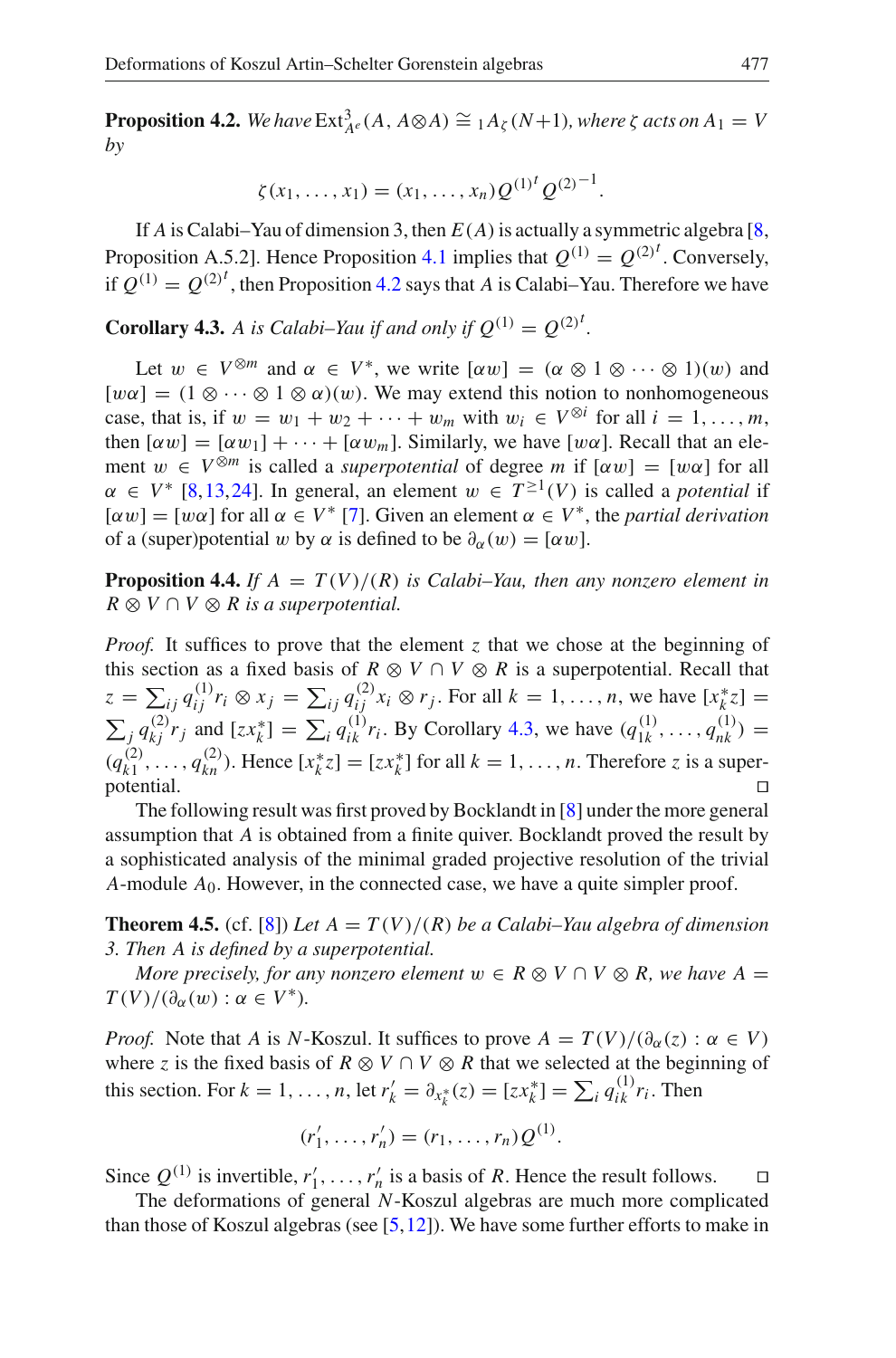**Proposition 4.2.** *We have* $\operatorname{Ext}^3_{A^e}(A, A\otimes A) \cong {}_1A_\zeta(N+1)$*, where* $\zeta$ *acts on* $A_1 = V$ *by*

$$\zeta(x_1, \ldots, x_1) = (x_1, \ldots, x_n)Q^{(1)^t}Q^{(2)^{-1}}.$$

If $A$ is Calabi–Yau of dimension 3, then $E(A)$ is actually a symmetric algebra [8, Proposition A.5.2]. Hence Proposition 4.1 implies that $Q^{(1)} = Q^{(2)^t}$. Conversely, if $Q^{(1)} = Q^{(2)^t}$, then Proposition 4.2 says that $A$ is Calabi–Yau. Therefore we have

**Corollary 4.3.** *A is Calabi–Yau if and only if* $Q^{(1)} = Q^{(2)^t}$.

Let $w \in V^{\otimes m}$ and $\alpha \in V^*$, we write $[\alpha w] = (\alpha \otimes 1 \otimes \cdots \otimes 1)(w)$ and $[w\alpha] = (1 \otimes \cdots \otimes 1 \otimes \alpha)(w)$. We may extend this notion to nonhomogeneous case, that is, if $w = w_1 + w_2 + \cdots + w_m$ with $w_i \in V^{\otimes i}$ for all $i = 1, \ldots, m$, then $[\alpha w] = [\alpha w_1] + \cdots + [\alpha w_m]$. Similarly, we have $[w\alpha]$. Recall that an element $w \in V^{\otimes m}$ is called a *superpotential* of degree $m$ if $[\alpha w] = [w\alpha]$ for all $\alpha \in V^*$ [8,13,24]. In general, an element $w \in T^{\geq 1}(V)$ is called a *potential* if $[\alpha w] = [w\alpha]$ for all $\alpha \in V^*$ [7]. Given an element $\alpha \in V^*$, the *partial derivation* of a (super)potential $w$ by $\alpha$ is defined to be $\partial_\alpha(w) = [\alpha w]$.

**Proposition 4.4.** *If* $A = T(V)/(R)$ *is Calabi–Yau, then any nonzero element in* $R \otimes V \cap V \otimes R$ *is a superpotential.*

*Proof.* It suffices to prove that the element $z$ that we chose at the beginning of this section as a fixed basis of $R \otimes V \cap V \otimes R$ is a superpotential. Recall that $z = \sum_{ij} q^{(1)}_{ij} r_i \otimes x_j = \sum_{ij} q^{(2)}_{ij} x_i \otimes r_j$. For all $k = 1, \ldots, n$, we have $[x_k^* z] = \sum_j q^{(2)}_{kj} r_j$ and $[z x_k^*] = \sum_i q^{(1)}_{ik} r_i$. By Corollary 4.3, we have $(q^{(1)}_{1k}, \ldots, q^{(1)}_{nk}) = (q^{(2)}_{k1}, \ldots, q^{(2)}_{kn})$. Hence $[x_k^* z] = [z x_k^*]$ for all $k = 1, \ldots, n$. Therefore $z$ is a superpotential. ◻

The following result was first proved by Bocklandt in [8] under the more general assumption that $A$ is obtained from a finite quiver. Bocklandt proved the result by a sophisticated analysis of the minimal graded projective resolution of the trivial $A$-module $A_0$. However, in the connected case, we have a quite simpler proof.

**Theorem 4.5.** (cf. [8]) *Let* $A = T(V)/(R)$ *be a Calabi–Yau algebra of dimension 3. Then A is defined by a superpotential.*

*More precisely, for any nonzero element* $w \in R \otimes V \cap V \otimes R$*, we have* $A = T(V)/(\partial_\alpha(w) : \alpha \in V^*)$.

*Proof.* Note that $A$ is $N$-Koszul. It suffices to prove $A = T(V)/(\partial_\alpha(z) : \alpha \in V)$ where $z$ is the fixed basis of $R \otimes V \cap V \otimes R$ that we selected at the beginning of this section. For $k = 1, \ldots, n$, let $r'_k = \partial_{x_k^*}(z) = [z x_k^*] = \sum_i q^{(1)}_{ik} r_i$. Then

$$(r'_1, \ldots, r'_n) = (r_1, \ldots, r_n)Q^{(1)}.$$

Since $Q^{(1)}$ is invertible, $r'_1, \ldots, r'_n$ is a basis of $R$. Hence the result follows. ◻

The deformations of general $N$-Koszul algebras are much more complicated than those of Koszul algebras (see [5,12]). We have some further efforts to make in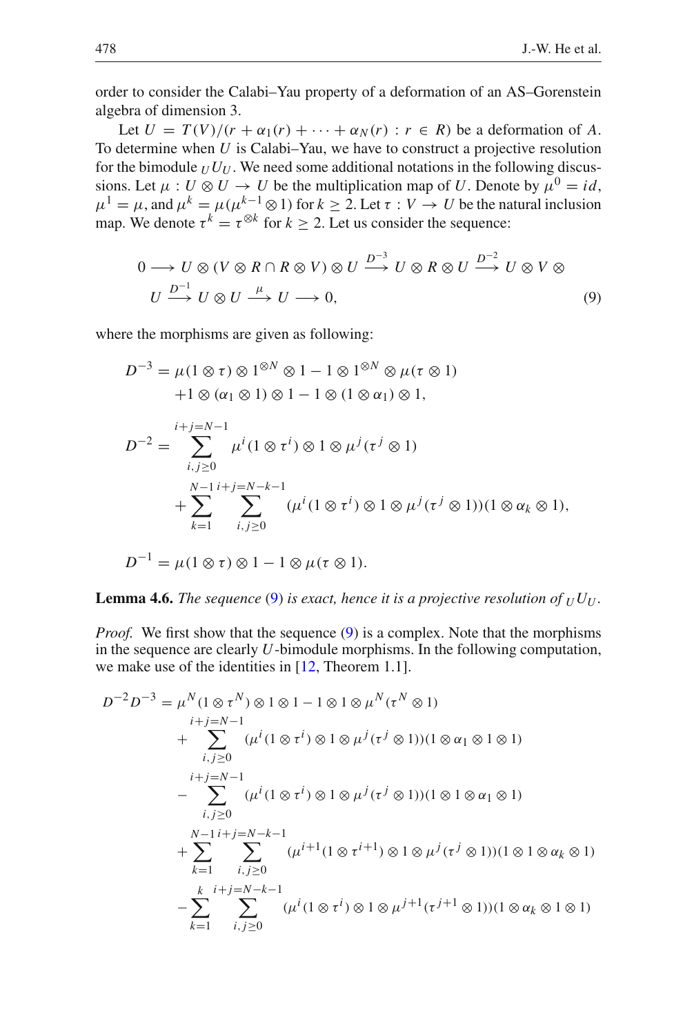order to consider the Calabi–Yau property of a deformation of an AS–Gorenstein algebra of dimension 3.

Let $U = T(V)/(r + \alpha_1(r) + \cdots + \alpha_N(r) : r \in R)$ be a deformation of $A$. To determine when $U$ is Calabi–Yau, we have to construct a projective resolution for the bimodule ${}_UU_U$. We need some additional notations in the following discussions. Let $\mu : U \otimes U \to U$ be the multiplication map of $U$. Denote by $\mu^0 = id$, $\mu^1 = \mu$, and $\mu^k = \mu(\mu^{k-1} \otimes 1)$ for $k \geq 2$. Let $\tau : V \to U$ be the natural inclusion map. We denote $\tau^k = \tau^{\otimes k}$ for $k \geq 2$. Let us consider the sequence:

$$0 \longrightarrow U \otimes (V \otimes R \cap R \otimes V) \otimes U \xrightarrow{D^{-3}} U \otimes R \otimes U \xrightarrow{D^{-2}} U \otimes V \otimes U \xrightarrow{D^{-1}} U \otimes U \xrightarrow{\mu} U \longrightarrow 0, \tag{9}$$

where the morphisms are given as following:

$$\begin{aligned} D^{-3} &= \mu(1 \otimes \tau) \otimes 1^{\otimes N} \otimes 1 - 1 \otimes 1^{\otimes N} \otimes \mu(\tau \otimes 1) \\ &\quad + 1 \otimes (\alpha_1 \otimes 1) \otimes 1 - 1 \otimes (1 \otimes \alpha_1) \otimes 1, \end{aligned}$$

$$\begin{aligned} D^{-2} &= \sum_{i,j \geq 0}^{i+j=N-1} \mu^i(1 \otimes \tau^i) \otimes 1 \otimes \mu^j(\tau^j \otimes 1) \\ &\quad + \sum_{k=1}^{N-1} \sum_{i,j \geq 0}^{i+j=N-k-1} (\mu^i(1 \otimes \tau^i) \otimes 1 \otimes \mu^j(\tau^j \otimes 1))(1 \otimes \alpha_k \otimes 1), \end{aligned}$$

$$D^{-1} = \mu(1 \otimes \tau) \otimes 1 - 1 \otimes \mu(\tau \otimes 1).$$

**Lemma 4.6.** *The sequence* (9) *is exact, hence it is a projective resolution of* ${}_UU_U$.

*Proof.* We first show that the sequence (9) is a complex. Note that the morphisms in the sequence are clearly $U$-bimodule morphisms. In the following computation, we make use of the identities in [12, Theorem 1.1].

$$\begin{aligned} D^{-2}D^{-3} &= \mu^N(1 \otimes \tau^N) \otimes 1 \otimes 1 - 1 \otimes 1 \otimes \mu^N(\tau^N \otimes 1) \\ &\quad + \sum_{i,j \geq 0}^{i+j=N-1} (\mu^i(1 \otimes \tau^i) \otimes 1 \otimes \mu^j(\tau^j \otimes 1))(1 \otimes \alpha_1 \otimes 1 \otimes 1) \\ &\quad - \sum_{i,j \geq 0}^{i+j=N-1} (\mu^i(1 \otimes \tau^i) \otimes 1 \otimes \mu^j(\tau^j \otimes 1))(1 \otimes 1 \otimes \alpha_1 \otimes 1) \\ &\quad + \sum_{k=1}^{N-1} \sum_{i,j \geq 0}^{i+j=N-k-1} (\mu^{i+1}(1 \otimes \tau^{i+1}) \otimes 1 \otimes \mu^j(\tau^j \otimes 1))(1 \otimes 1 \otimes \alpha_k \otimes 1) \\ &\quad - \sum_{k=1}^{k} \sum_{i,j \geq 0}^{i+j=N-k-1} (\mu^i(1 \otimes \tau^i) \otimes 1 \otimes \mu^{j+1}(\tau^{j+1} \otimes 1))(1 \otimes \alpha_k \otimes 1 \otimes 1) \end{aligned}$$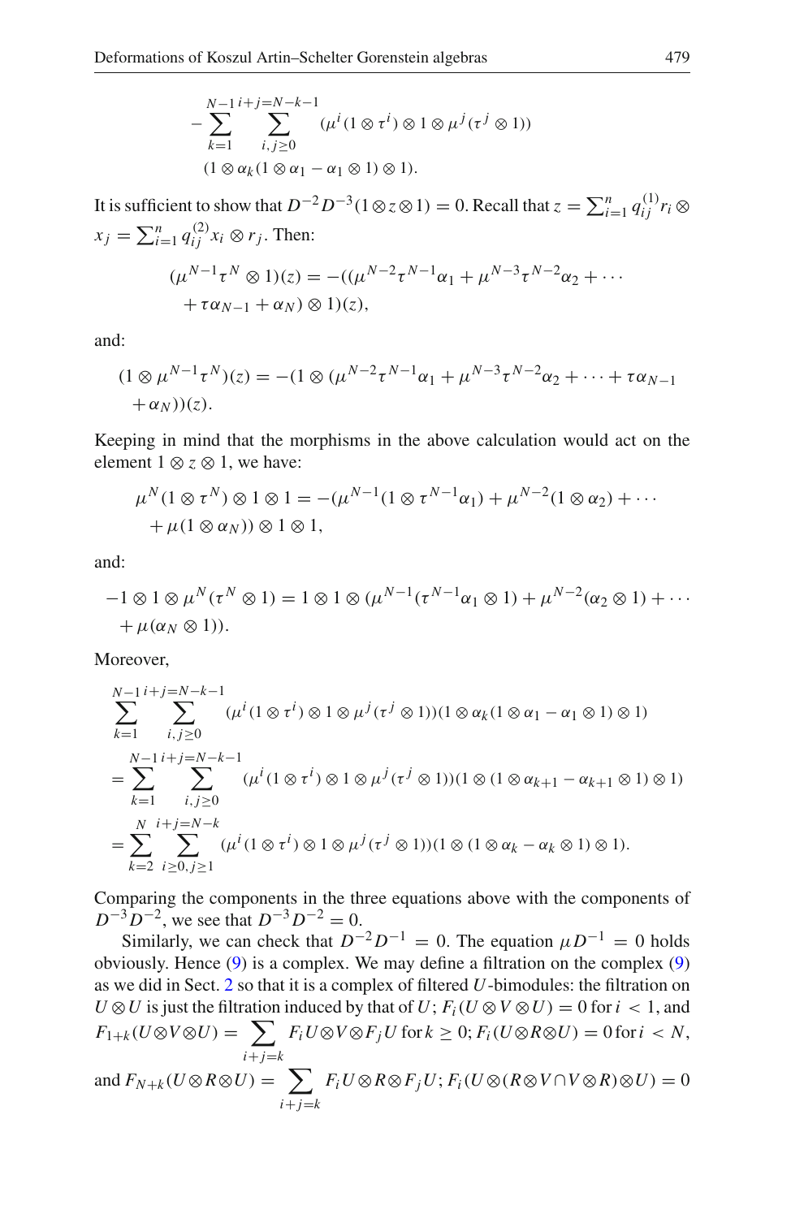$$
-\sum_{k=1}^{N-1}\sum_{\substack{i+j=N-k-1\\ i,j\geq 0}}(\mu^i(1\otimes\tau^i)\otimes 1\otimes\mu^j(\tau^j\otimes 1))
$$
$$
(1\otimes\alpha_k(1\otimes\alpha_1-\alpha_1\otimes 1)\otimes 1).
$$

It is sufficient to show that $D^{-2}D^{-3}(1\otimes z\otimes 1)=0$. Recall that $z=\sum_{i=1}^n q_{ij}^{(1)}r_i\otimes x_j=\sum_{i=1}^n q_{ij}^{(2)}x_i\otimes r_j$. Then:

$$
(\mu^{N-1}\tau^N\otimes 1)(z)=-((\mu^{N-2}\tau^{N-1}\alpha_1+\mu^{N-3}\tau^{N-2}\alpha_2+\cdots
$$
$$
+\tau\alpha_{N-1}+\alpha_N)\otimes 1)(z),
$$

and:

$$
(1\otimes\mu^{N-1}\tau^N)(z)=-(1\otimes(\mu^{N-2}\tau^{N-1}\alpha_1+\mu^{N-3}\tau^{N-2}\alpha_2+\cdots+\tau\alpha_{N-1}
$$
$$
+\alpha_N))(z).
$$

Keeping in mind that the morphisms in the above calculation would act on the element $1\otimes z\otimes 1$, we have:

$$
\mu^N(1\otimes\tau^N)\otimes 1\otimes 1=-(\mu^{N-1}(1\otimes\tau^{N-1}\alpha_1)+\mu^{N-2}(1\otimes\alpha_2)+\cdots
$$
$$
+\mu(1\otimes\alpha_N))\otimes 1\otimes 1,
$$

and:

$$
-1\otimes 1\otimes\mu^N(\tau^N\otimes 1)=1\otimes 1\otimes(\mu^{N-1}(\tau^{N-1}\alpha_1\otimes 1)+\mu^{N-2}(\alpha_2\otimes 1)+\cdots
$$
$$
+\mu(\alpha_N\otimes 1)).
$$

Moreover,

$$
\sum_{k=1}^{N-1}\sum_{\substack{i+j=N-k-1\\ i,j\geq 0}}(\mu^i(1\otimes\tau^i)\otimes 1\otimes\mu^j(\tau^j\otimes 1))(1\otimes\alpha_k(1\otimes\alpha_1-\alpha_1\otimes 1)\otimes 1)
$$
$$
=\sum_{k=1}^{N-1}\sum_{\substack{i+j=N-k-1\\ i,j\geq 0}}(\mu^i(1\otimes\tau^i)\otimes 1\otimes\mu^j(\tau^j\otimes 1))(1\otimes(1\otimes\alpha_{k+1}-\alpha_{k+1}\otimes 1)\otimes 1)
$$
$$
=\sum_{k=2}^{N}\sum_{\substack{i+j=N-k\\ i\geq 0,j\geq 1}}(\mu^i(1\otimes\tau^i)\otimes 1\otimes\mu^j(\tau^j\otimes 1))(1\otimes(1\otimes\alpha_k-\alpha_k\otimes 1)\otimes 1).
$$

Comparing the components in the three equations above with the components of $D^{-3}D^{-2}$, we see that $D^{-3}D^{-2}=0$.

Similarly, we can check that $D^{-2}D^{-1}=0$. The equation $\mu D^{-1}=0$ holds obviously. Hence (9) is a complex. We may define a filtration on the complex (9) as we did in Sect. 2 so that it is a complex of filtered $U$-bimodules: the filtration on $U\otimes U$ is just the filtration induced by that of $U$; $F_i(U\otimes V\otimes U)=0$ for $i<1$, and $F_{1+k}(U\otimes V\otimes U)=\sum_{i+j=k}F_iU\otimes V\otimes F_jU$ for $k\geq 0$; $F_i(U\otimes R\otimes U)=0$ for $i<N$, and $F_{N+k}(U\otimes R\otimes U)=\sum_{i+j=k}F_iU\otimes R\otimes F_jU$; $F_i(U\otimes(R\otimes V\cap V\otimes R)\otimes U)=0$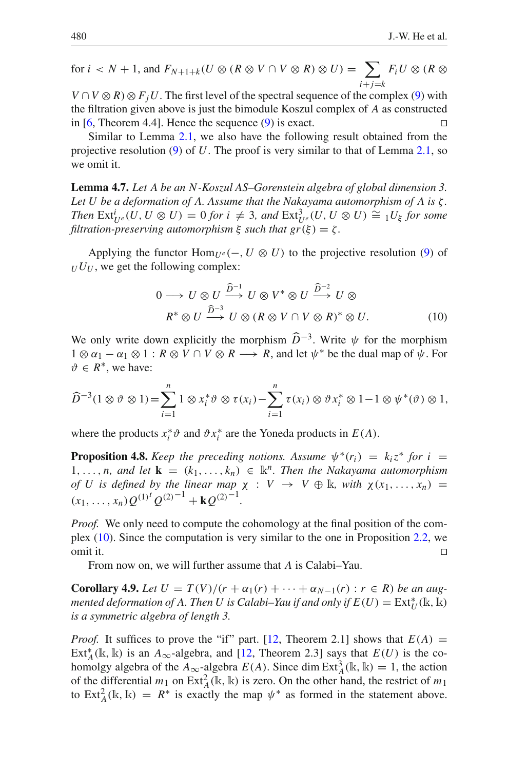for $i < N+1$, and $F_{N+1+k}(U \otimes (R \otimes V \cap V \otimes R) \otimes U) = \sum_{i+j=k} F_i U \otimes (R \otimes V \cap V \otimes R) \otimes F_j U$. The first level of the spectral sequence of the complex (9) with the filtration given above is just the bimodule Koszul complex of $A$ as constructed in [6, Theorem 4.4]. Hence the sequence (9) is exact. □

Similar to Lemma 2.1, we also have the following result obtained from the projective resolution (9) of $U$. The proof is very similar to that of Lemma 2.1, so we omit it.

**Lemma 4.7.** *Let $A$ be an $N$-Koszul AS–Gorenstein algebra of global dimension 3. Let $U$ be a deformation of $A$. Assume that the Nakayama automorphism of $A$ is $\zeta$. Then $\mathrm{Ext}^i_{U^e}(U, U \otimes U) = 0$ for $i \neq 3$, and $\mathrm{Ext}^3_{U^e}(U, U \otimes U) \cong {}_1U_\xi$ for some filtration-preserving automorphism $\xi$ such that $gr(\xi) = \zeta$.*

Applying the functor $\mathrm{Hom}_{U^e}(-, U \otimes U)$ to the projective resolution (9) of ${}_UU_U$, we get the following complex:

$$0 \longrightarrow U \otimes U \xrightarrow{\widehat{D}^{-1}} U \otimes V^* \otimes U \xrightarrow{\widehat{D}^{-2}} U \otimes R^* \otimes U \xrightarrow{\widehat{D}^{-3}} U \otimes (R \otimes V \cap V \otimes R)^* \otimes U. \tag{10}$$

We only write down explicitly the morphism $\widehat{D}^{-3}$. Write $\psi$ for the morphism $1 \otimes \alpha_1 - \alpha_1 \otimes 1 : R \otimes V \cap V \otimes R \longrightarrow R$, and let $\psi^*$ be the dual map of $\psi$. For $\vartheta \in R^*$, we have:

$$\widehat{D}^{-3}(1 \otimes \vartheta \otimes 1) = \sum_{i=1}^{n} 1 \otimes x_i^* \vartheta \otimes \tau(x_i) - \sum_{i=1}^{n} \tau(x_i) \otimes \vartheta x_i^* \otimes 1 - 1 \otimes \psi^*(\vartheta) \otimes 1,$$

where the products $x_i^*\vartheta$ and $\vartheta x_i^*$ are the Yoneda products in $E(A)$.

**Proposition 4.8.** *Keep the preceding notions. Assume $\psi^*(r_i) = k_i z^*$ for $i = 1, \ldots, n$, and let $\mathbf{k} = (k_1, \ldots, k_n) \in \Bbbk^n$. Then the Nakayama automorphism of $U$ is defined by the linear map $\chi : V \to V \oplus \Bbbk$, with $\chi(x_1, \ldots, x_n) = (x_1, \ldots, x_n) Q^{(1)^t} Q^{(2)^{-1}} + \mathbf{k} Q^{(2)^{-1}}$.*

*Proof.* We only need to compute the cohomology at the final position of the complex (10). Since the computation is very similar to the one in Proposition 2.2, we omit it. □

From now on, we will further assume that $A$ is Calabi–Yau.

**Corollary 4.9.** *Let $U = T(V)/(r + \alpha_1(r) + \cdots + \alpha_{N-1}(r) : r \in R)$ be an augmented deformation of $A$. Then $U$ is Calabi–Yau if and only if $E(U) = \mathrm{Ext}^*_U(\Bbbk, \Bbbk)$ is a symmetric algebra of length 3.*

*Proof.* It suffices to prove the "if" part. [12, Theorem 2.1] shows that $E(A) = \mathrm{Ext}^*_A(\Bbbk, \Bbbk)$ is an $A_\infty$-algebra, and [12, Theorem 2.3] says that $E(U)$ is the cohomolgy algebra of the $A_\infty$-algebra $E(A)$. Since $\dim \mathrm{Ext}^3_A(\Bbbk, \Bbbk) = 1$, the action of the differential $m_1$ on $\mathrm{Ext}^3_A(\Bbbk, \Bbbk)$ is zero. On the other hand, the restrict of $m_1$ to $\mathrm{Ext}^2_A(\Bbbk, \Bbbk) = R^*$ is exactly the map $\psi^*$ as formed in the statement above.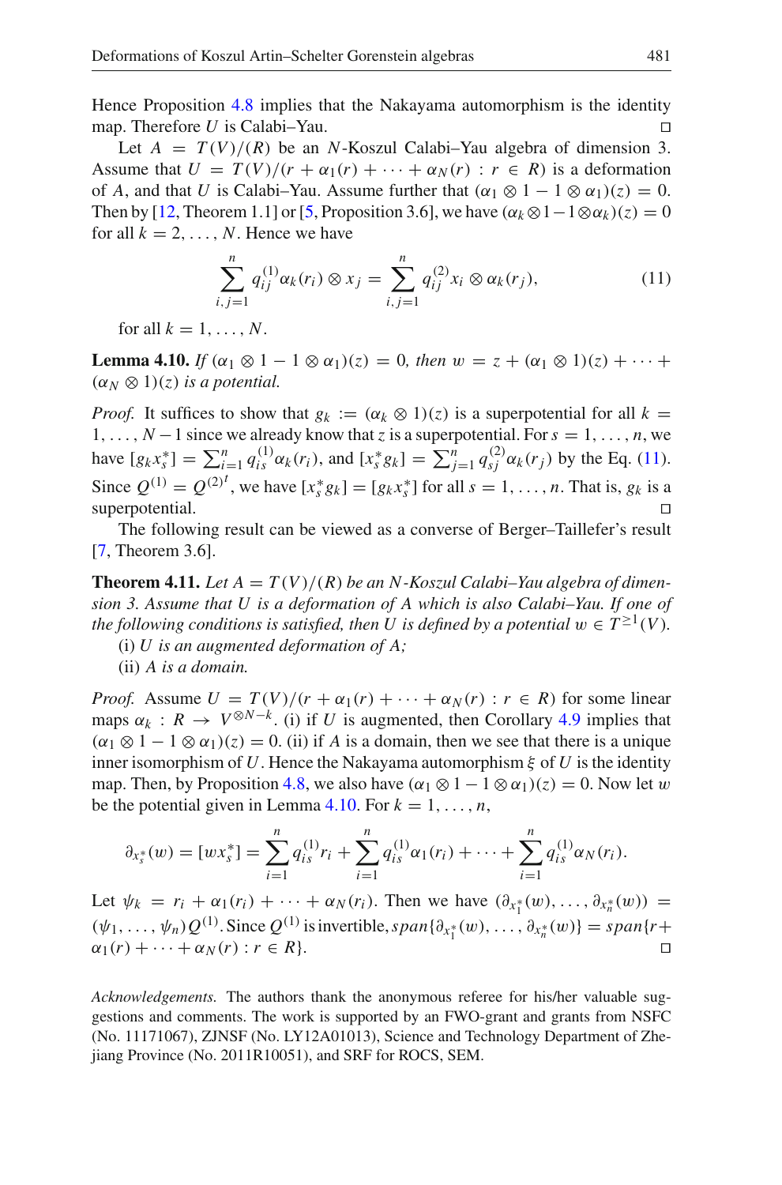Hence Proposition 4.8 implies that the Nakayama automorphism is the identity map. Therefore $U$ is Calabi–Yau. □

Let $A = T(V)/(R)$ be an $N$-Koszul Calabi–Yau algebra of dimension 3. Assume that $U = T(V)/(r + \alpha_1(r) + \cdots + \alpha_N(r) : r \in R)$ is a deformation of $A$, and that $U$ is Calabi–Yau. Assume further that $(\alpha_1 \otimes 1 - 1 \otimes \alpha_1)(z) = 0$. Then by [12, Theorem 1.1] or [5, Proposition 3.6], we have $(\alpha_k \otimes 1 - 1 \otimes \alpha_k)(z) = 0$ for all $k = 2, \ldots, N$. Hence we have

$$\sum_{i,j=1}^{n} q_{ij}^{(1)} \alpha_k(r_i) \otimes x_j = \sum_{i,j=1}^{n} q_{ij}^{(2)} x_i \otimes \alpha_k(r_j), \tag{11}$$

for all $k = 1, \ldots, N$.

**Lemma 4.10.** *If $(\alpha_1 \otimes 1 - 1 \otimes \alpha_1)(z) = 0$, then $w = z + (\alpha_1 \otimes 1)(z) + \cdots + (\alpha_N \otimes 1)(z)$ is a potential.*

*Proof.* It suffices to show that $g_k := (\alpha_k \otimes 1)(z)$ is a superpotential for all $k = 1, \ldots, N-1$ since we already know that $z$ is a superpotential. For $s = 1, \ldots, n$, we have $[g_k x_s^*] = \sum_{i=1}^n q_{is}^{(1)} \alpha_k(r_i)$, and $[x_s^* g_k] = \sum_{j=1}^n q_{sj}^{(2)} \alpha_k(r_j)$ by the Eq. (11). Since $Q^{(1)} = Q^{(2)^t}$, we have $[x_s^* g_k] = [g_k x_s^*]$ for all $s = 1, \ldots, n$. That is, $g_k$ is a superpotential. □

The following result can be viewed as a converse of Berger–Taillefer's result [7, Theorem 3.6].

**Theorem 4.11.** *Let $A = T(V)/(R)$ be an $N$-Koszul Calabi–Yau algebra of dimension 3. Assume that $U$ is a deformation of $A$ which is also Calabi–Yau. If one of the following conditions is satisfied, then $U$ is defined by a potential $w \in T^{\geq 1}(V)$.*

(i) *$U$ is an augmented deformation of $A$;*

(ii) *$A$ is a domain.*

*Proof.* Assume $U = T(V)/(r + \alpha_1(r) + \cdots + \alpha_N(r) : r \in R)$ for some linear maps $\alpha_k : R \to V^{\otimes N-k}$. (i) if $U$ is augmented, then Corollary 4.9 implies that $(\alpha_1 \otimes 1 - 1 \otimes \alpha_1)(z) = 0$. (ii) if $A$ is a domain, then we see that there is a unique inner isomorphism of $U$. Hence the Nakayama automorphism $\xi$ of $U$ is the identity map. Then, by Proposition 4.8, we also have $(\alpha_1 \otimes 1 - 1 \otimes \alpha_1)(z) = 0$. Now let $w$ be the potential given in Lemma 4.10. For $k = 1, \ldots, n$,

$$\partial_{x_s^*}(w) = [w x_s^*] = \sum_{i=1}^{n} q_{is}^{(1)} r_i + \sum_{i=1}^{n} q_{is}^{(1)} \alpha_1(r_i) + \cdots + \sum_{i=1}^{n} q_{is}^{(1)} \alpha_N(r_i).$$

Let $\psi_k = r_i + \alpha_1(r_i) + \cdots + \alpha_N(r_i)$. Then we have $(\partial_{x_1^*}(w), \ldots, \partial_{x_n^*}(w)) = (\psi_1, \ldots, \psi_n) Q^{(1)}$. Since $Q^{(1)}$ is invertible, $span\{\partial_{x_1^*}(w), \ldots, \partial_{x_n^*}(w)\} = span\{r + \alpha_1(r) + \cdots + \alpha_N(r) : r \in R\}$. □

*Acknowledgements.* The authors thank the anonymous referee for his/her valuable suggestions and comments. The work is supported by an FWO-grant and grants from NSFC (No. 11171067), ZJNSF (No. LY12A01013), Science and Technology Department of Zhejiang Province (No. 2011R10051), and SRF for ROCS, SEM.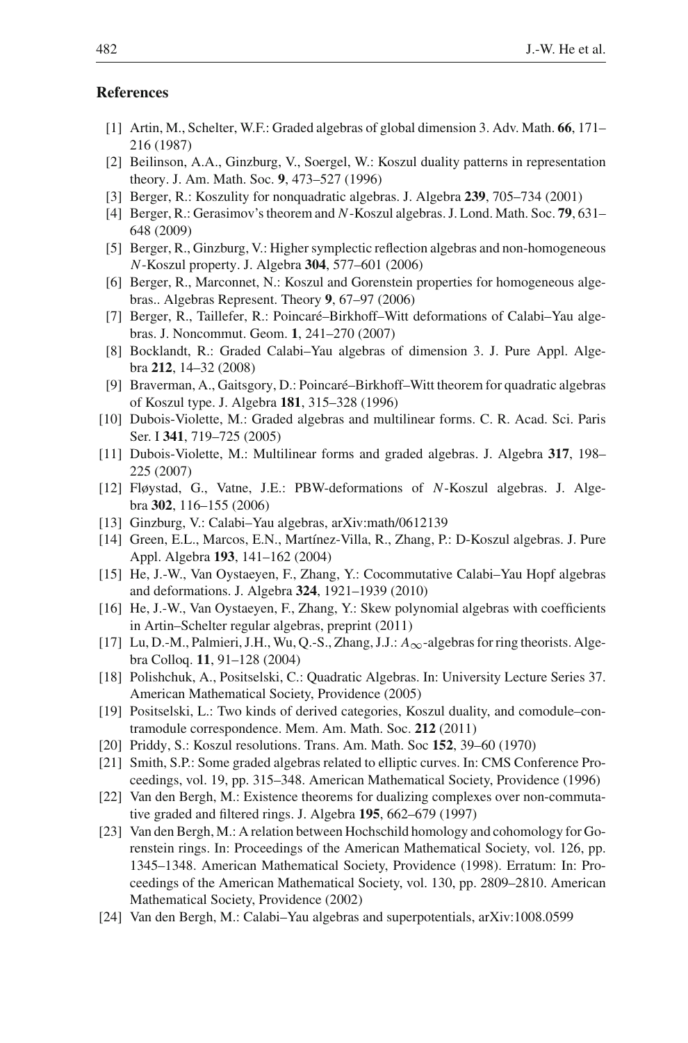## References

[1] Artin, M., Schelter, W.F.: Graded algebras of global dimension 3. Adv. Math. **66**, 171–216 (1987)

[2] Beilinson, A.A., Ginzburg, V., Soergel, W.: Koszul duality patterns in representation theory. J. Am. Math. Soc. **9**, 473–527 (1996)

[3] Berger, R.: Koszulity for nonquadratic algebras. J. Algebra **239**, 705–734 (2001)

[4] Berger, R.: Gerasimov's theorem and $N$-Koszul algebras. J. Lond. Math. Soc. **79**, 631–648 (2009)

[5] Berger, R., Ginzburg, V.: Higher symplectic reflection algebras and non-homogeneous $N$-Koszul property. J. Algebra **304**, 577–601 (2006)

[6] Berger, R., Marconnet, N.: Koszul and Gorenstein properties for homogeneous algebras.. Algebras Represent. Theory **9**, 67–97 (2006)

[7] Berger, R., Taillefer, R.: Poincaré–Birkhoff–Witt deformations of Calabi–Yau algebras. J. Noncommut. Geom. **1**, 241–270 (2007)

[8] Bocklandt, R.: Graded Calabi–Yau algebras of dimension 3. J. Pure Appl. Algebra **212**, 14–32 (2008)

[9] Braverman, A., Gaitsgory, D.: Poincaré–Birkhoff–Witt theorem for quadratic algebras of Koszul type. J. Algebra **181**, 315–328 (1996)

[10] Dubois-Violette, M.: Graded algebras and multilinear forms. C. R. Acad. Sci. Paris Ser. I **341**, 719–725 (2005)

[11] Dubois-Violette, M.: Multilinear forms and graded algebras. J. Algebra **317**, 198–225 (2007)

[12] Fløystad, G., Vatne, J.E.: PBW-deformations of $N$-Koszul algebras. J. Algebra **302**, 116–155 (2006)

[13] Ginzburg, V.: Calabi–Yau algebras, arXiv:math/0612139

[14] Green, E.L., Marcos, E.N., Martínez-Villa, R., Zhang, P.: D-Koszul algebras. J. Pure Appl. Algebra **193**, 141–162 (2004)

[15] He, J.-W., Van Oystaeyen, F., Zhang, Y.: Cocommutative Calabi–Yau Hopf algebras and deformations. J. Algebra **324**, 1921–1939 (2010)

[16] He, J.-W., Van Oystaeyen, F., Zhang, Y.: Skew polynomial algebras with coefficients in Artin–Schelter regular algebras, preprint (2011)

[17] Lu, D.-M., Palmieri, J.H., Wu, Q.-S., Zhang, J.J.: $A_\infty$-algebras for ring theorists. Algebra Colloq. **11**, 91–128 (2004)

[18] Polishchuk, A., Positselski, C.: Quadratic Algebras. In: University Lecture Series 37. American Mathematical Society, Providence (2005)

[19] Positselski, L.: Two kinds of derived categories, Koszul duality, and comodule–contramodule correspondence. Mem. Am. Math. Soc. **212** (2011)

[20] Priddy, S.: Koszul resolutions. Trans. Am. Math. Soc **152**, 39–60 (1970)

[21] Smith, S.P.: Some graded algebras related to elliptic curves. In: CMS Conference Proceedings, vol. 19, pp. 315–348. American Mathematical Society, Providence (1996)

[22] Van den Bergh, M.: Existence theorems for dualizing complexes over non-commutative graded and filtered rings. J. Algebra **195**, 662–679 (1997)

[23] Van den Bergh, M.: A relation between Hochschild homology and cohomology for Gorenstein rings. In: Proceedings of the American Mathematical Society, vol. 126, pp. 1345–1348. American Mathematical Society, Providence (1998). Erratum: In: Proceedings of the American Mathematical Society, vol. 130, pp. 2809–2810. American Mathematical Society, Providence (2002)

[24] Van den Bergh, M.: Calabi–Yau algebras and superpotentials, arXiv:1008.0599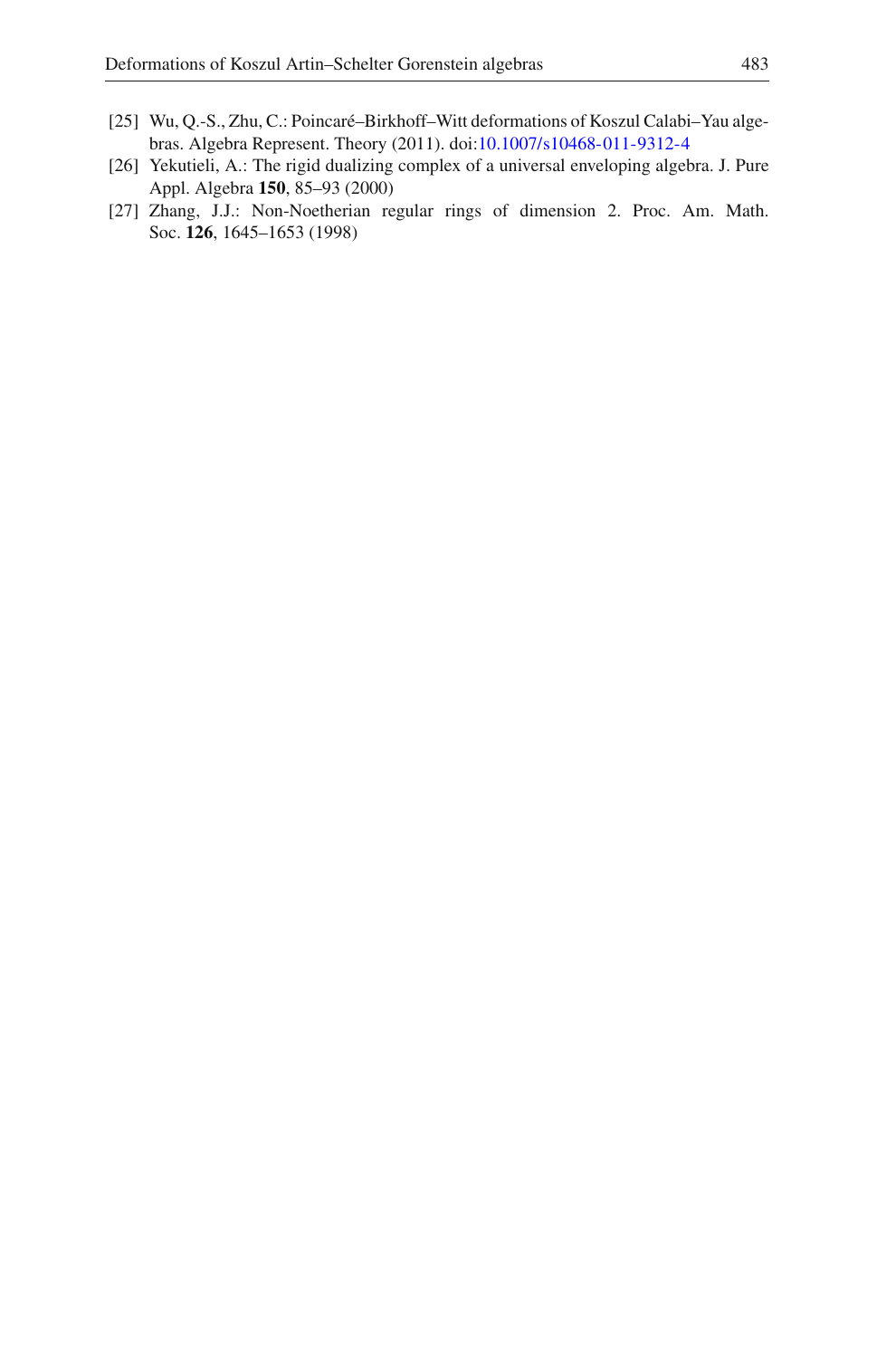[25] Wu, Q.-S., Zhu, C.: Poincaré–Birkhoff–Witt deformations of Koszul Calabi–Yau algebras. Algebra Represent. Theory (2011). doi:10.1007/s10468-011-9312-4

[26] Yekutieli, A.: The rigid dualizing complex of a universal enveloping algebra. J. Pure Appl. Algebra **150**, 85–93 (2000)

[27] Zhang, J.J.: Non-Noetherian regular rings of dimension 2. Proc. Am. Math. Soc. **126**, 1645–1653 (1998)